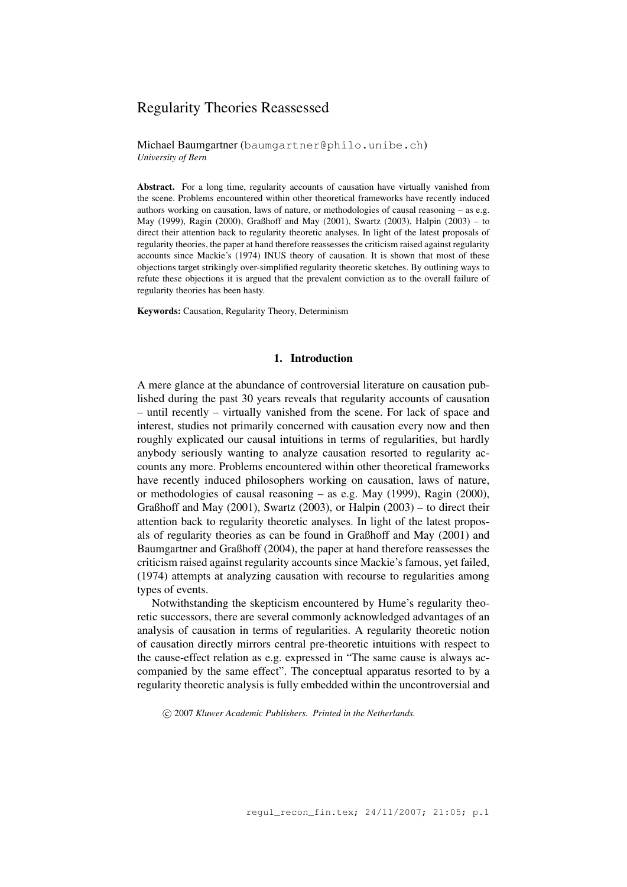# Regularity Theories Reassessed

Michael Baumgartner (baumgartner@philo.unibe.ch)
*University of Bern*

**Abstract.** For a long time, regularity accounts of causation have virtually vanished from the scene. Problems encountered within other theoretical frameworks have recently induced authors working on causation, laws of nature, or methodologies of causal reasoning – as e.g. May (1999), Ragin (2000), Graßhoff and May (2001), Swartz (2003), Halpin (2003) – to direct their attention back to regularity theoretic analyses. In light of the latest proposals of regularity theories, the paper at hand therefore reassesses the criticism raised against regularity accounts since Mackie's (1974) INUS theory of causation. It is shown that most of these objections target strikingly over-simplified regularity theoretic sketches. By outlining ways to refute these objections it is argued that the prevalent conviction as to the overall failure of regularity theories has been hasty.

**Keywords:** Causation, Regularity Theory, Determinism

## 1. Introduction

A mere glance at the abundance of controversial literature on causation published during the past 30 years reveals that regularity accounts of causation – until recently – virtually vanished from the scene. For lack of space and interest, studies not primarily concerned with causation every now and then roughly explicated our causal intuitions in terms of regularities, but hardly anybody seriously wanting to analyze causation resorted to regularity accounts any more. Problems encountered within other theoretical frameworks have recently induced philosophers working on causation, laws of nature, or methodologies of causal reasoning – as e.g. May (1999), Ragin (2000), Graßhoff and May (2001), Swartz (2003), or Halpin (2003) – to direct their attention back to regularity theoretic analyses. In light of the latest proposals of regularity theories as can be found in Graßhoff and May (2001) and Baumgartner and Graßhoff (2004), the paper at hand therefore reassesses the criticism raised against regularity accounts since Mackie's famous, yet failed, (1974) attempts at analyzing causation with recourse to regularities among types of events.

Notwithstanding the skepticism encountered by Hume's regularity theoretic successors, there are several commonly acknowledged advantages of an analysis of causation in terms of regularities. A regularity theoretic notion of causation directly mirrors central pre-theoretic intuitions with respect to the cause-effect relation as e.g. expressed in "The same cause is always accompanied by the same effect". The conceptual apparatus resorted to by a regularity theoretic analysis is fully embedded within the uncontroversial and

© 2007 *Kluwer Academic Publishers. Printed in the Netherlands.*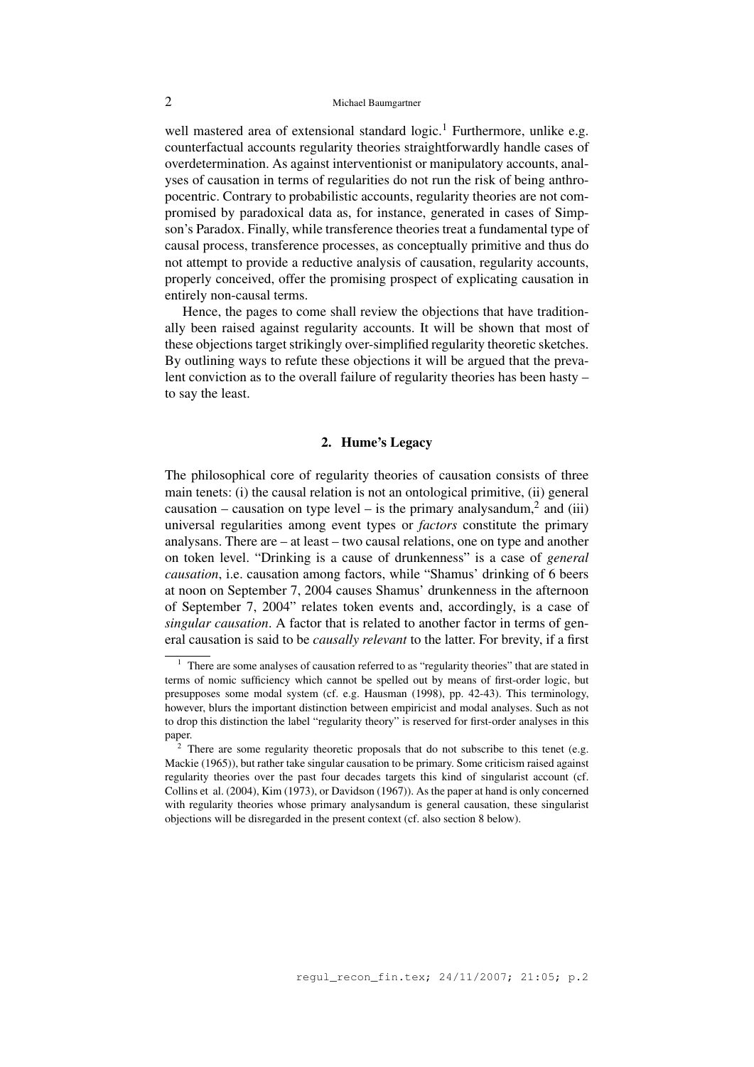well mastered area of extensional standard logic.[1] Furthermore, unlike e.g. counterfactual accounts regularity theories straightforwardly handle cases of overdetermination. As against interventionist or manipulatory accounts, analyses of causation in terms of regularities do not run the risk of being anthropocentric. Contrary to probabilistic accounts, regularity theories are not compromised by paradoxical data as, for instance, generated in cases of Simpson's Paradox. Finally, while transference theories treat a fundamental type of causal process, transference processes, as conceptually primitive and thus do not attempt to provide a reductive analysis of causation, regularity accounts, properly conceived, offer the promising prospect of explicating causation in entirely non-causal terms.

Hence, the pages to come shall review the objections that have traditionally been raised against regularity accounts. It will be shown that most of these objections target strikingly over-simplified regularity theoretic sketches. By outlining ways to refute these objections it will be argued that the prevalent conviction as to the overall failure of regularity theories has been hasty – to say the least.

## 2. Hume's Legacy

The philosophical core of regularity theories of causation consists of three main tenets: (i) the causal relation is not an ontological primitive, (ii) general causation – causation on type level – is the primary analysandum,[2] and (iii) universal regularities among event types or *factors* constitute the primary analysans. There are – at least – two causal relations, one on type and another on token level. "Drinking is a cause of drunkenness" is a case of *general causation*, i.e. causation among factors, while "Shamus' drinking of 6 beers at noon on September 7, 2004 causes Shamus' drunkenness in the afternoon of September 7, 2004" relates token events and, accordingly, is a case of *singular causation*. A factor that is related to another factor in terms of general causation is said to be *causally relevant* to the latter. For brevity, if a first

[1] There are some analyses of causation referred to as "regularity theories" that are stated in terms of nomic sufficiency which cannot be spelled out by means of first-order logic, but presupposes some modal system (cf. e.g. Hausman (1998), pp. 42-43). This terminology, however, blurs the important distinction between empiricist and modal analyses. Such as not to drop this distinction the label "regularity theory" is reserved for first-order analyses in this paper.

[2] There are some regularity theoretic proposals that do not subscribe to this tenet (e.g. Mackie (1965)), but rather take singular causation to be primary. Some criticism raised against regularity theories over the past four decades targets this kind of singularist account (cf. Collins et al. (2004), Kim (1973), or Davidson (1967)). As the paper at hand is only concerned with regularity theories whose primary analysandum is general causation, these singularist objections will be disregarded in the present context (cf. also section 8 below).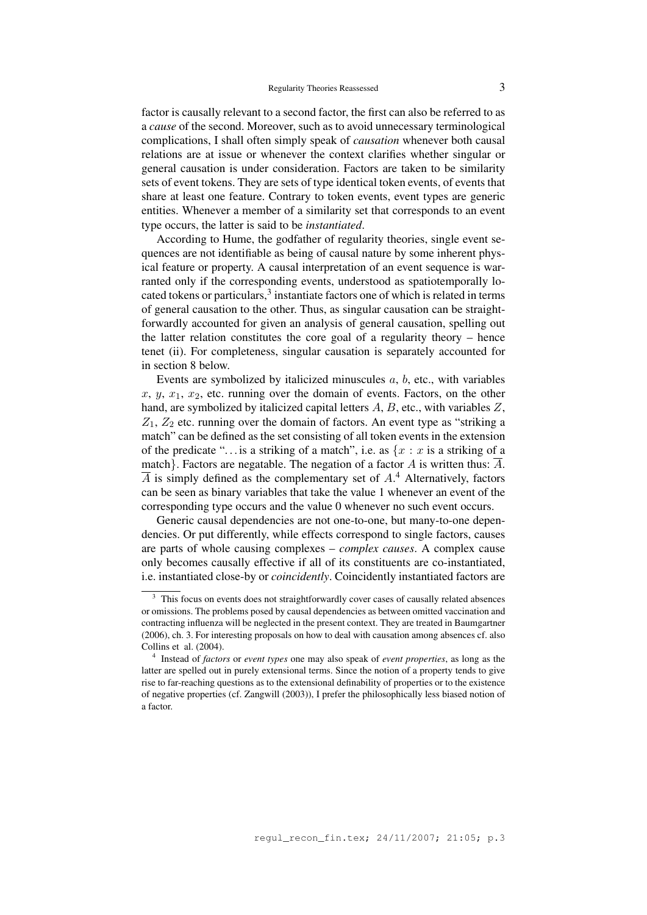factor is causally relevant to a second factor, the first can also be referred to as a *cause* of the second. Moreover, such as to avoid unnecessary terminological complications, I shall often simply speak of *causation* whenever both causal relations are at issue or whenever the context clarifies whether singular or general causation is under consideration. Factors are taken to be similarity sets of event tokens. They are sets of type identical token events, of events that share at least one feature. Contrary to token events, event types are generic entities. Whenever a member of a similarity set that corresponds to an event type occurs, the latter is said to be *instantiated*.

According to Hume, the godfather of regularity theories, single event sequences are not identifiable as being of causal nature by some inherent physical feature or property. A causal interpretation of an event sequence is warranted only if the corresponding events, understood as spatiotemporally located tokens or particulars,[3] instantiate factors one of which is related in terms of general causation to the other. Thus, as singular causation can be straightforwardly accounted for given an analysis of general causation, spelling out the latter relation constitutes the core goal of a regularity theory – hence tenet (ii). For completeness, singular causation is separately accounted for in section 8 below.

Events are symbolized by italicized minuscules $a$, $b$, etc., with variables $x$, $y$, $x_1$, $x_2$, etc. running over the domain of events. Factors, on the other hand, are symbolized by italicized capital letters $A$, $B$, etc., with variables $Z$, $Z_1$, $Z_2$ etc. running over the domain of factors. An event type as "striking a match" can be defined as the set consisting of all token events in the extension of the predicate "…is a striking of a match", i.e. as $\{x : x \text{ is a striking of a match}\}$. Factors are negatable. The negation of a factor $A$ is written thus: $\overline{A}$. $\overline{A}$ is simply defined as the complementary set of $A$.[4] Alternatively, factors can be seen as binary variables that take the value 1 whenever an event of the corresponding type occurs and the value 0 whenever no such event occurs.

Generic causal dependencies are not one-to-one, but many-to-one dependencies. Or put differently, while effects correspond to single factors, causes are parts of whole causing complexes – *complex causes*. A complex cause only becomes causally effective if all of its constituents are co-instantiated, i.e. instantiated close-by or *coincidently*. Coincidently instantiated factors are

[3] This focus on events does not straightforwardly cover cases of causally related absences or omissions. The problems posed by causal dependencies as between omitted vaccination and contracting influenza will be neglected in the present context. They are treated in Baumgartner (2006), ch. 3. For interesting proposals on how to deal with causation among absences cf. also Collins et al. (2004).

[4] Instead of *factors* or *event types* one may also speak of *event properties*, as long as the latter are spelled out in purely extensional terms. Since the notion of a property tends to give rise to far-reaching questions as to the extensional definability of properties or to the existence of negative properties (cf. Zangwill (2003)), I prefer the philosophically less biased notion of a factor.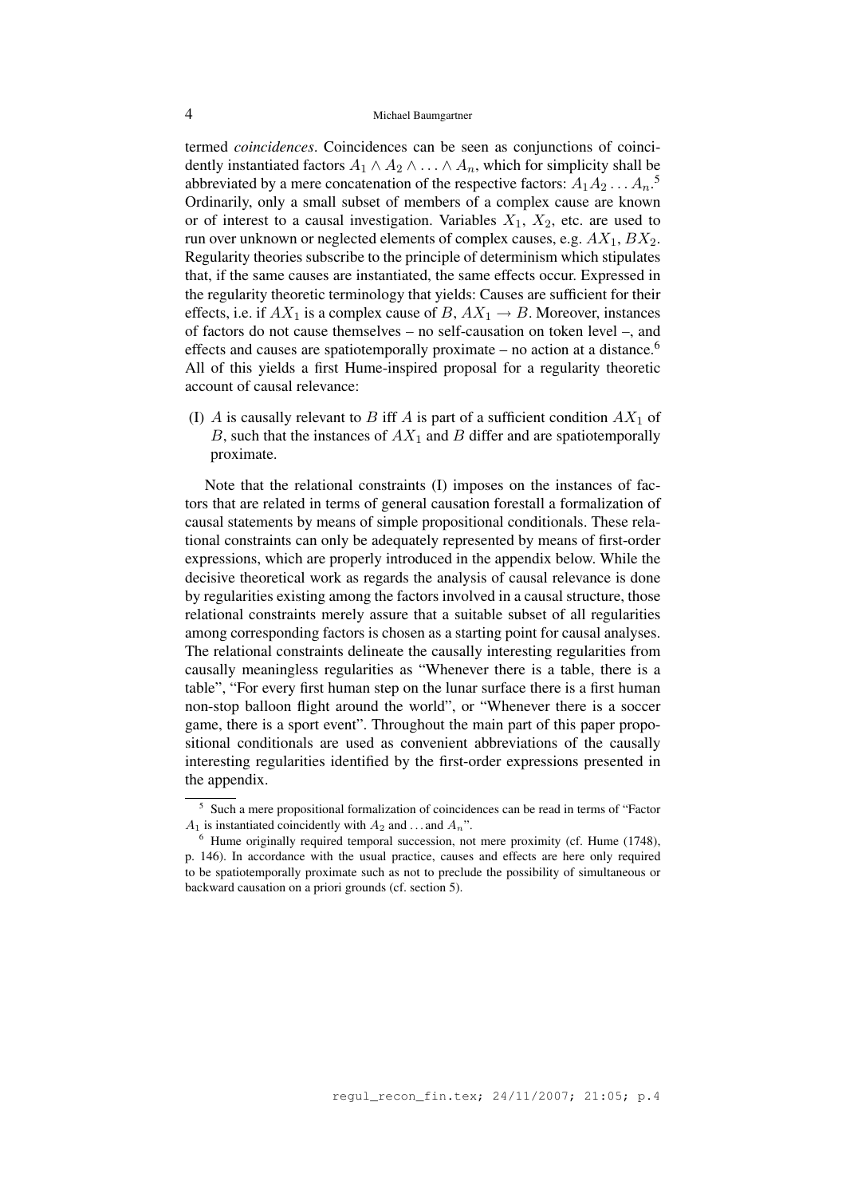termed *coincidences*. Coincidences can be seen as conjunctions of coincidently instantiated factors $A_1 \wedge A_2 \wedge \ldots \wedge A_n$, which for simplicity shall be abbreviated by a mere concatenation of the respective factors: $A_1 A_2 \ldots A_n$.[5] Ordinarily, only a small subset of members of a complex cause are known or of interest to a causal investigation. Variables $X_1$, $X_2$, etc. are used to run over unknown or neglected elements of complex causes, e.g. $AX_1$, $BX_2$. Regularity theories subscribe to the principle of determinism which stipulates that, if the same causes are instantiated, the same effects occur. Expressed in the regularity theoretic terminology that yields: Causes are sufficient for their effects, i.e. if $AX_1$ is a complex cause of $B$, $AX_1 \rightarrow B$. Moreover, instances of factors do not cause themselves – no self-causation on token level –, and effects and causes are spatiotemporally proximate – no action at a distance.[6] All of this yields a first Hume-inspired proposal for a regularity theoretic account of causal relevance:

(I) $A$ is causally relevant to $B$ iff $A$ is part of a sufficient condition $AX_1$ of $B$, such that the instances of $AX_1$ and $B$ differ and are spatiotemporally proximate.

Note that the relational constraints (I) imposes on the instances of factors that are related in terms of general causation forestall a formalization of causal statements by means of simple propositional conditionals. These relational constraints can only be adequately represented by means of first-order expressions, which are properly introduced in the appendix below. While the decisive theoretical work as regards the analysis of causal relevance is done by regularities existing among the factors involved in a causal structure, those relational constraints merely assure that a suitable subset of all regularities among corresponding factors is chosen as a starting point for causal analyses. The relational constraints delineate the causally interesting regularities from causally meaningless regularities as "Whenever there is a table, there is a table", "For every first human step on the lunar surface there is a first human non-stop balloon flight around the world", or "Whenever there is a soccer game, there is a sport event". Throughout the main part of this paper propositional conditionals are used as convenient abbreviations of the causally interesting regularities identified by the first-order expressions presented in the appendix.

[5] Such a mere propositional formalization of coincidences can be read in terms of "Factor $A_1$ is instantiated coincidently with $A_2$ and ... and $A_n$".

[6] Hume originally required temporal succession, not mere proximity (cf. Hume (1748), p. 146). In accordance with the usual practice, causes and effects are here only required to be spatiotemporally proximate such as not to preclude the possibility of simultaneous or backward causation on a priori grounds (cf. section 5).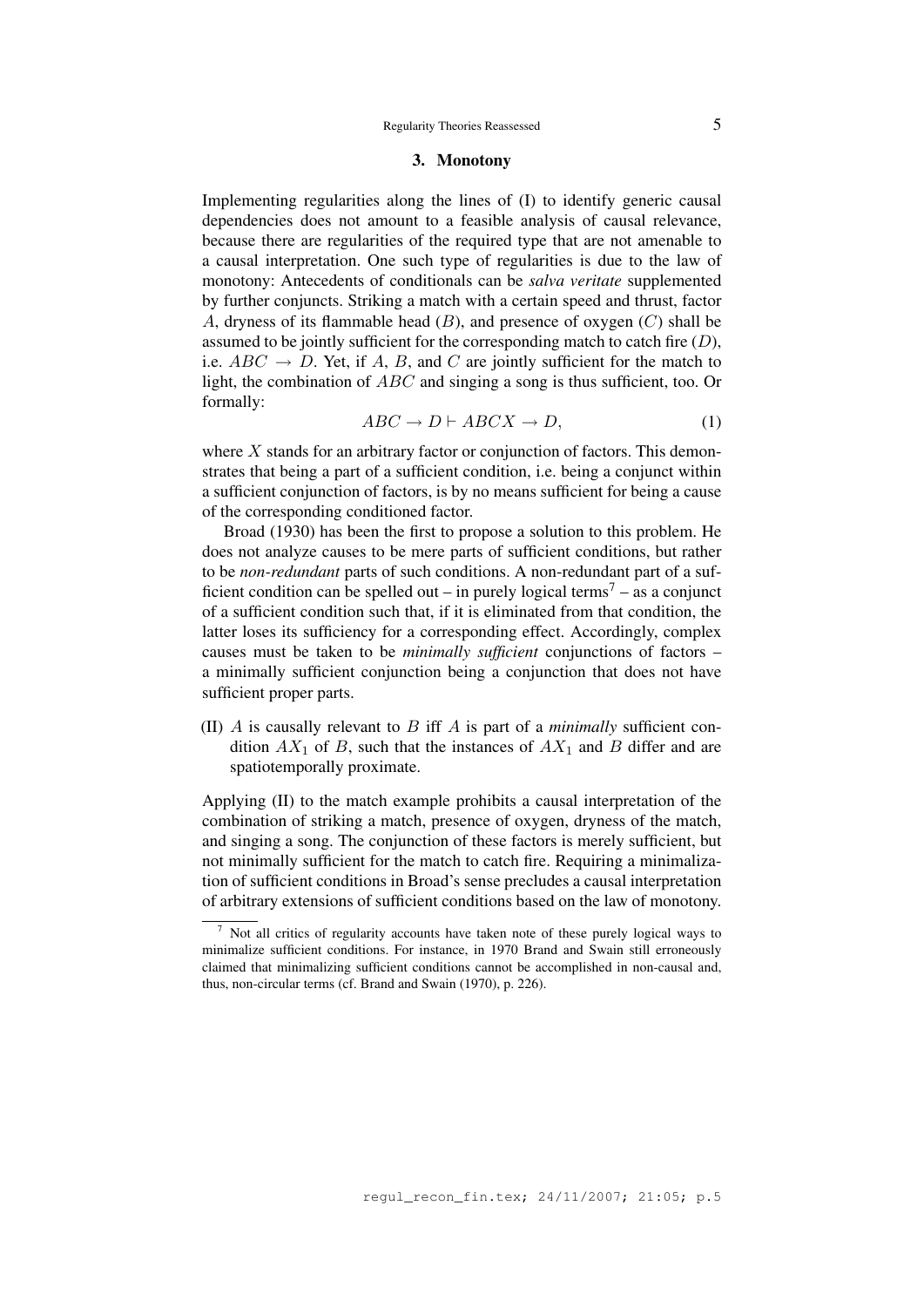## 3. Monotony

Implementing regularities along the lines of (I) to identify generic causal dependencies does not amount to a feasible analysis of causal relevance, because there are regularities of the required type that are not amenable to a causal interpretation. One such type of regularities is due to the law of monotony: Antecedents of conditionals can be *salva veritate* supplemented by further conjuncts. Striking a match with a certain speed and thrust, factor $A$, dryness of its flammable head ($B$), and presence of oxygen ($C$) shall be assumed to be jointly sufficient for the corresponding match to catch fire ($D$), i.e. $ABC \rightarrow D$. Yet, if $A$, $B$, and $C$ are jointly sufficient for the match to light, the combination of $ABC$ and singing a song is thus sufficient, too. Or formally:

$$ABC \rightarrow D \vdash ABCX \rightarrow D, \tag{1}$$

where $X$ stands for an arbitrary factor or conjunction of factors. This demonstrates that being a part of a sufficient condition, i.e. being a conjunct within a sufficient conjunction of factors, is by no means sufficient for being a cause of the corresponding conditioned factor.

Broad (1930) has been the first to propose a solution to this problem. He does not analyze causes to be mere parts of sufficient conditions, but rather to be *non-redundant* parts of such conditions. A non-redundant part of a sufficient condition can be spelled out – in purely logical terms[7] – as a conjunct of a sufficient condition such that, if it is eliminated from that condition, the latter loses its sufficiency for a corresponding effect. Accordingly, complex causes must be taken to be *minimally sufficient* conjunctions of factors – a minimally sufficient conjunction being a conjunction that does not have sufficient proper parts.

(II) $A$ is causally relevant to $B$ iff $A$ is part of a *minimally* sufficient condition $AX_1$ of $B$, such that the instances of $AX_1$ and $B$ differ and are spatiotemporally proximate.

Applying (II) to the match example prohibits a causal interpretation of the combination of striking a match, presence of oxygen, dryness of the match, and singing a song. The conjunction of these factors is merely sufficient, but not minimally sufficient for the match to catch fire. Requiring a minimalization of sufficient conditions in Broad's sense precludes a causal interpretation of arbitrary extensions of sufficient conditions based on the law of monotony.

[7] Not all critics of regularity accounts have taken note of these purely logical ways to minimalize sufficient conditions. For instance, in 1970 Brand and Swain still erroneously claimed that minimalizing sufficient conditions cannot be accomplished in non-causal and, thus, non-circular terms (cf. Brand and Swain (1970), p. 226).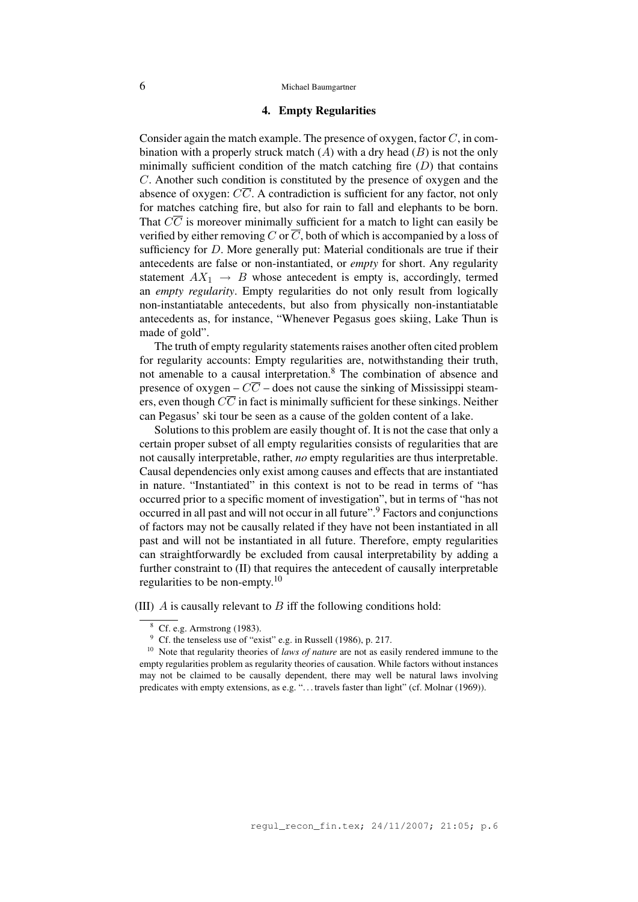## 4. Empty Regularities

Consider again the match example. The presence of oxygen, factor $C$, in combination with a properly struck match ($A$) with a dry head ($B$) is not the only minimally sufficient condition of the match catching fire ($D$) that contains $C$. Another such condition is constituted by the presence of oxygen and the absence of oxygen: $C\overline{C}$. A contradiction is sufficient for any factor, not only for matches catching fire, but also for rain to fall and elephants to be born. That $C\overline{C}$ is moreover minimally sufficient for a match to light can easily be verified by either removing $C$ or $\overline{C}$, both of which is accompanied by a loss of sufficiency for $D$. More generally put: Material conditionals are true if their antecedents are false or non-instantiated, or *empty* for short. Any regularity statement $AX_1 \rightarrow B$ whose antecedent is empty is, accordingly, termed an *empty regularity*. Empty regularities do not only result from logically non-instantiatable antecedents, but also from physically non-instantiatable antecedents as, for instance, "Whenever Pegasus goes skiing, Lake Thun is made of gold".

The truth of empty regularity statements raises another often cited problem for regularity accounts: Empty regularities are, notwithstanding their truth, not amenable to a causal interpretation.[8] The combination of absence and presence of oxygen – $C\overline{C}$ – does not cause the sinking of Mississippi steamers, even though $C\overline{C}$ in fact is minimally sufficient for these sinkings. Neither can Pegasus' ski tour be seen as a cause of the golden content of a lake.

Solutions to this problem are easily thought of. It is not the case that only a certain proper subset of all empty regularities consists of regularities that are not causally interpretable, rather, *no* empty regularities are thus interpretable. Causal dependencies only exist among causes and effects that are instantiated in nature. "Instantiated" in this context is not to be read in terms of "has occurred prior to a specific moment of investigation", but in terms of "has not occurred in all past and will not occur in all future".[9] Factors and conjunctions of factors may not be causally related if they have not been instantiated in all past and will not be instantiated in all future. Therefore, empty regularities can straightforwardly be excluded from causal interpretability by adding a further constraint to (II) that requires the antecedent of causally interpretable regularities to be non-empty.[10]

(III) $A$ is causally relevant to $B$ iff the following conditions hold:

---

[8] Cf. e.g. Armstrong (1983).

[9] Cf. the tenseless use of "exist" e.g. in Russell (1986), p. 217.

[10] Note that regularity theories of *laws of nature* are not as easily rendered immune to the empty regularities problem as regularity theories of causation. While factors without instances may not be claimed to be causally dependent, there may well be natural laws involving predicates with empty extensions, as e.g. "... travels faster than light" (cf. Molnar (1969)).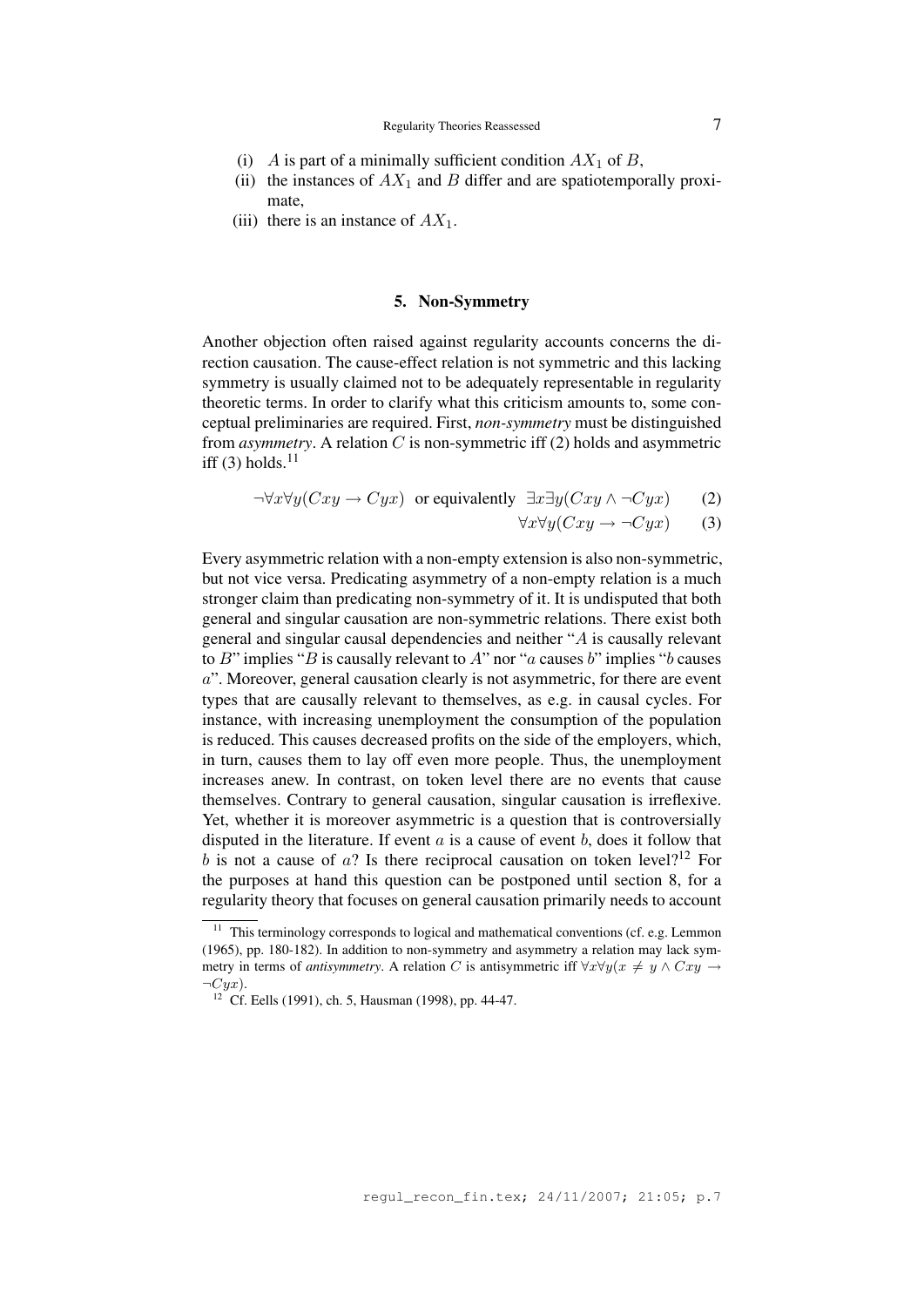(i) $A$ is part of a minimally sufficient condition $AX_1$ of $B$,
(ii) the instances of $AX_1$ and $B$ differ and are spatiotemporally proximate,
(iii) there is an instance of $AX_1$.

## 5. Non-Symmetry

Another objection often raised against regularity accounts concerns the direction causation. The cause-effect relation is not symmetric and this lacking symmetry is usually claimed not to be adequately representable in regularity theoretic terms. In order to clarify what this criticism amounts to, some conceptual preliminaries are required. First, *non-symmetry* must be distinguished from *asymmetry*. A relation $C$ is non-symmetric iff (2) holds and asymmetric iff (3) holds.[11]

$$\neg\forall x\forall y(Cxy \rightarrow Cyx) \quad \text{or equivalently} \quad \exists x\exists y(Cxy \wedge \neg Cyx) \qquad (2)$$

$$\forall x\forall y(Cxy \rightarrow \neg Cyx) \qquad (3)$$

Every asymmetric relation with a non-empty extension is also non-symmetric, but not vice versa. Predicating asymmetry of a non-empty relation is a much stronger claim than predicating non-symmetry of it. It is undisputed that both general and singular causation are non-symmetric relations. There exist both general and singular causal dependencies and neither "$A$ is causally relevant to $B$" implies "$B$ is causally relevant to $A$" nor "$a$ causes $b$" implies "$b$ causes $a$". Moreover, general causation clearly is not asymmetric, for there are event types that are causally relevant to themselves, as e.g. in causal cycles. For instance, with increasing unemployment the consumption of the population is reduced. This causes decreased profits on the side of the employers, which, in turn, causes them to lay off even more people. Thus, the unemployment increases anew. In contrast, on token level there are no events that cause themselves. Contrary to general causation, singular causation is irreflexive. Yet, whether it is moreover asymmetric is a question that is controversially disputed in the literature. If event $a$ is a cause of event $b$, does it follow that $b$ is not a cause of $a$? Is there reciprocal causation on token level?[12] For the purposes at hand this question can be postponed until section 8, for a regularity theory that focuses on general causation primarily needs to account

---

[11] This terminology corresponds to logical and mathematical conventions (cf. e.g. Lemmon (1965), pp. 180-182). In addition to non-symmetry and asymmetry a relation may lack symmetry in terms of *antisymmetry*. A relation $C$ is antisymmetric iff $\forall x\forall y(x \neq y \wedge Cxy \rightarrow \neg Cyx)$.

[12] Cf. Eells (1991), ch. 5, Hausman (1998), pp. 44-47.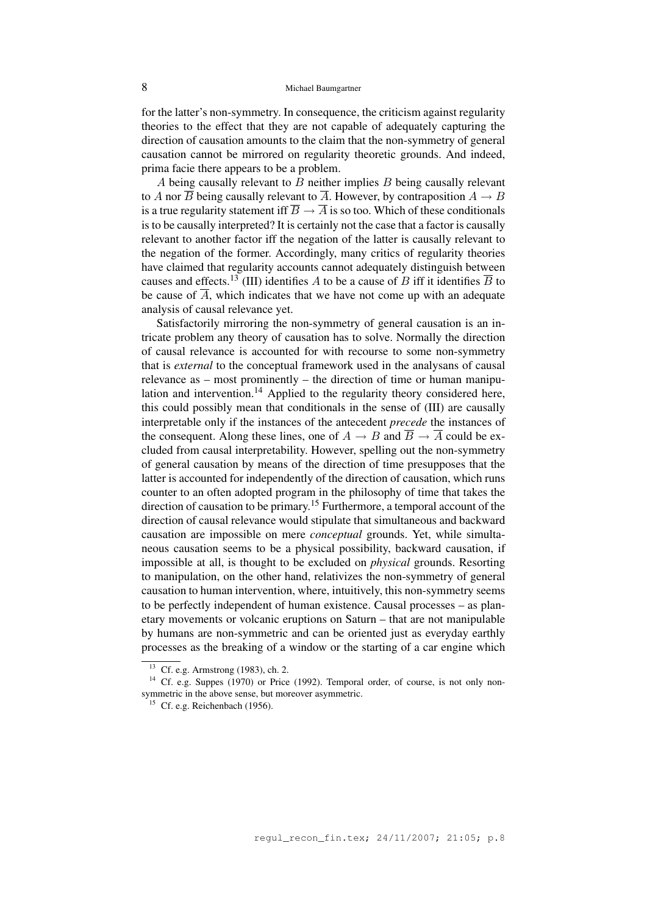for the latter's non-symmetry. In consequence, the criticism against regularity theories to the effect that they are not capable of adequately capturing the direction of causation amounts to the claim that the non-symmetry of general causation cannot be mirrored on regularity theoretic grounds. And indeed, prima facie there appears to be a problem.

$A$ being causally relevant to $B$ neither implies $B$ being causally relevant to $A$ nor $\overline{B}$ being causally relevant to $\overline{A}$. However, by contraposition $A \rightarrow B$ is a true regularity statement iff $\overline{B} \rightarrow \overline{A}$ is so too. Which of these conditionals is to be causally interpreted? It is certainly not the case that a factor is causally relevant to another factor iff the negation of the latter is causally relevant to the negation of the former. Accordingly, many critics of regularity theories have claimed that regularity accounts cannot adequately distinguish between causes and effects.[13] (III) identifies $A$ to be a cause of $B$ iff it identifies $\overline{B}$ to be cause of $\overline{A}$, which indicates that we have not come up with an adequate analysis of causal relevance yet.

Satisfactorily mirroring the non-symmetry of general causation is an intricate problem any theory of causation has to solve. Normally the direction of causal relevance is accounted for with recourse to some non-symmetry that is *external* to the conceptual framework used in the analysans of causal relevance as – most prominently – the direction of time or human manipulation and intervention.[14] Applied to the regularity theory considered here, this could possibly mean that conditionals in the sense of (III) are causally interpretable only if the instances of the antecedent *precede* the instances of the consequent. Along these lines, one of $A \rightarrow B$ and $\overline{B} \rightarrow \overline{A}$ could be excluded from causal interpretability. However, spelling out the non-symmetry of general causation by means of the direction of time presupposes that the latter is accounted for independently of the direction of causation, which runs counter to an often adopted program in the philosophy of time that takes the direction of causation to be primary.[15] Furthermore, a temporal account of the direction of causal relevance would stipulate that simultaneous and backward causation are impossible on mere *conceptual* grounds. Yet, while simultaneous causation seems to be a physical possibility, backward causation, if impossible at all, is thought to be excluded on *physical* grounds. Resorting to manipulation, on the other hand, relativizes the non-symmetry of general causation to human intervention, where, intuitively, this non-symmetry seems to be perfectly independent of human existence. Causal processes – as planetary movements or volcanic eruptions on Saturn – that are not manipulable by humans are non-symmetric and can be oriented just as everyday earthly processes as the breaking of a window or the starting of a car engine which

---

[13] Cf. e.g. Armstrong (1983), ch. 2.

[14] Cf. e.g. Suppes (1970) or Price (1992). Temporal order, of course, is not only non-symmetric in the above sense, but moreover asymmetric.

[15] Cf. e.g. Reichenbach (1956).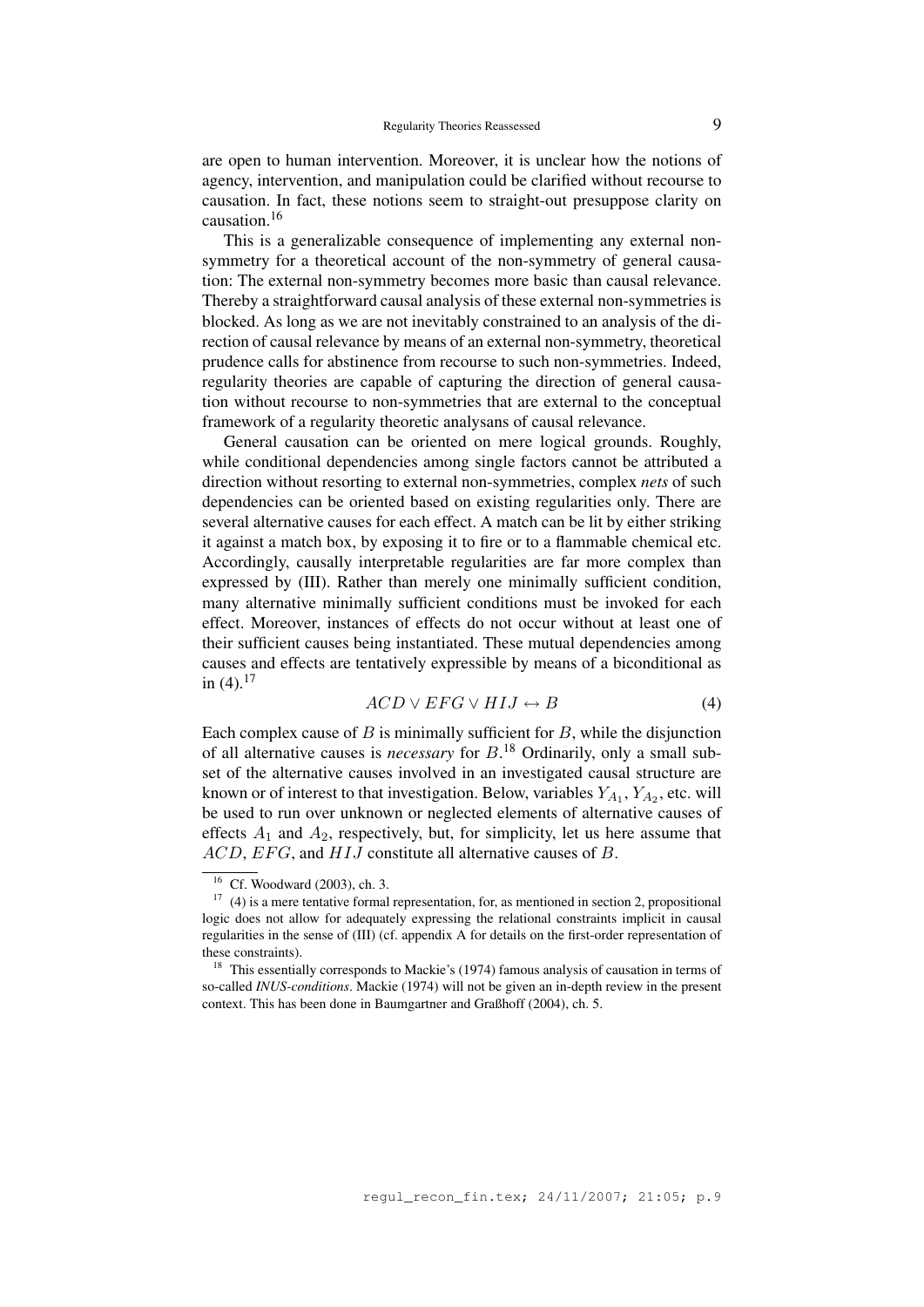are open to human intervention. Moreover, it is unclear how the notions of agency, intervention, and manipulation could be clarified without recourse to causation. In fact, these notions seem to straight-out presuppose clarity on causation.[16]

This is a generalizable consequence of implementing any external non-symmetry for a theoretical account of the non-symmetry of general causation: The external non-symmetry becomes more basic than causal relevance. Thereby a straightforward causal analysis of these external non-symmetries is blocked. As long as we are not inevitably constrained to an analysis of the direction of causal relevance by means of an external non-symmetry, theoretical prudence calls for abstinence from recourse to such non-symmetries. Indeed, regularity theories are capable of capturing the direction of general causation without recourse to non-symmetries that are external to the conceptual framework of a regularity theoretic analysans of causal relevance.

General causation can be oriented on mere logical grounds. Roughly, while conditional dependencies among single factors cannot be attributed a direction without resorting to external non-symmetries, complex *nets* of such dependencies can be oriented based on existing regularities only. There are several alternative causes for each effect. A match can be lit by either striking it against a match box, by exposing it to fire or to a flammable chemical etc. Accordingly, causally interpretable regularities are far more complex than expressed by (III). Rather than merely one minimally sufficient condition, many alternative minimally sufficient conditions must be invoked for each effect. Moreover, instances of effects do not occur without at least one of their sufficient causes being instantiated. These mutual dependencies among causes and effects are tentatively expressible by means of a biconditional as in (4).[17]

$$ACD \vee EFG \vee HIJ \leftrightarrow B \tag{4}$$

Each complex cause of $B$ is minimally sufficient for $B$, while the disjunction of all alternative causes is *necessary* for $B$.[18] Ordinarily, only a small subset of the alternative causes involved in an investigated causal structure are known or of interest to that investigation. Below, variables $Y_{A_1}, Y_{A_2}$, etc. will be used to run over unknown or neglected elements of alternative causes of effects $A_1$ and $A_2$, respectively, but, for simplicity, let us here assume that $ACD$, $EFG$, and $HIJ$ constitute all alternative causes of $B$.

---

[16] Cf. Woodward (2003), ch. 3.

[17] (4) is a mere tentative formal representation, for, as mentioned in section 2, propositional logic does not allow for adequately expressing the relational constraints implicit in causal regularities in the sense of (III) (cf. appendix A for details on the first-order representation of these constraints).

[18] This essentially corresponds to Mackie's (1974) famous analysis of causation in terms of so-called *INUS-conditions*. Mackie (1974) will not be given an in-depth review in the present context. This has been done in Baumgartner and Graßhoff (2004), ch. 5.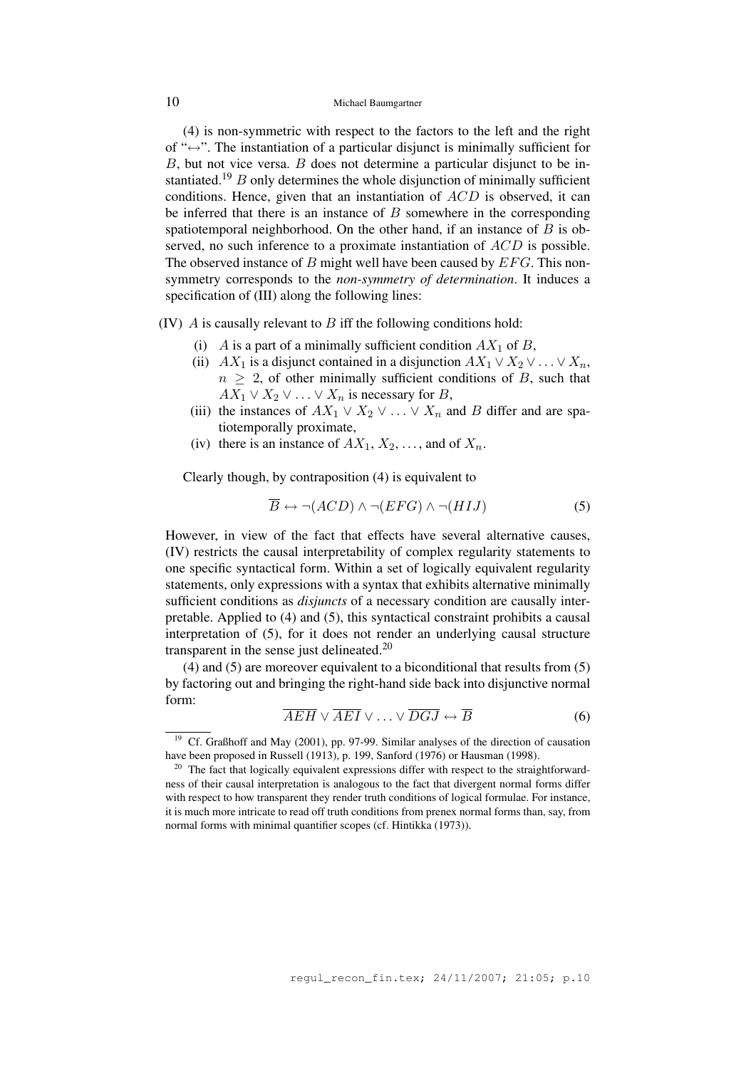(4) is non-symmetric with respect to the factors to the left and the right of "$\leftrightarrow$". The instantiation of a particular disjunct is minimally sufficient for $B$, but not vice versa. $B$ does not determine a particular disjunct to be instantiated.[19] $B$ only determines the whole disjunction of minimally sufficient conditions. Hence, given that an instantiation of $ACD$ is observed, it can be inferred that there is an instance of $B$ somewhere in the corresponding spatiotemporal neighborhood. On the other hand, if an instance of $B$ is observed, no such inference to a proximate instantiation of $ACD$ is possible. The observed instance of $B$ might well have been caused by $EFG$. This non-symmetry corresponds to the ***non-symmetry of determination***. It induces a specification of (III) along the following lines:

(IV) $A$ is causally relevant to $B$ iff the following conditions hold:

- (i) $A$ is a part of a minimally sufficient condition $AX_1$ of $B$,
- (ii) $AX_1$ is a disjunct contained in a disjunction $AX_1 \vee X_2 \vee \ldots \vee X_n$, $n \geq 2$, of other minimally sufficient conditions of $B$, such that $AX_1 \vee X_2 \vee \ldots \vee X_n$ is necessary for $B$,
- (iii) the instances of $AX_1 \vee X_2 \vee \ldots \vee X_n$ and $B$ differ and are spatiotemporally proximate,
- (iv) there is an instance of $AX_1$, $X_2$, …, and of $X_n$.

Clearly though, by contraposition (4) is equivalent to

$$\overline{B} \leftrightarrow \neg(ACD) \wedge \neg(EFG) \wedge \neg(HIJ) \tag{5}$$

However, in view of the fact that effects have several alternative causes, (IV) restricts the causal interpretability of complex regularity statements to one specific syntactical form. Within a set of logically equivalent regularity statements, only expressions with a syntax that exhibits alternative minimally sufficient conditions as *disjuncts* of a necessary condition are causally interpretable. Applied to (4) and (5), this syntactical constraint prohibits a causal interpretation of (5), for it does not render an underlying causal structure transparent in the sense just delineated.[20]

(4) and (5) are moreover equivalent to a biconditional that results from (5) by factoring out and bringing the right-hand side back into disjunctive normal form:

$$\overline{AEH} \vee \overline{AEI} \vee \ldots \vee \overline{DGJ} \leftrightarrow \overline{B} \tag{6}$$

[19] Cf. Graßhoff and May (2001), pp. 97-99. Similar analyses of the direction of causation have been proposed in Russell (1913), p. 199, Sanford (1976) or Hausman (1998).

[20] The fact that logically equivalent expressions differ with respect to the straightforwardness of their causal interpretation is analogous to the fact that divergent normal forms differ with respect to how transparent they render truth conditions of logical formulae. For instance, it is much more intricate to read off truth conditions from prenex normal forms than, say, from normal forms with minimal quantifier scopes (cf. Hintikka (1973)).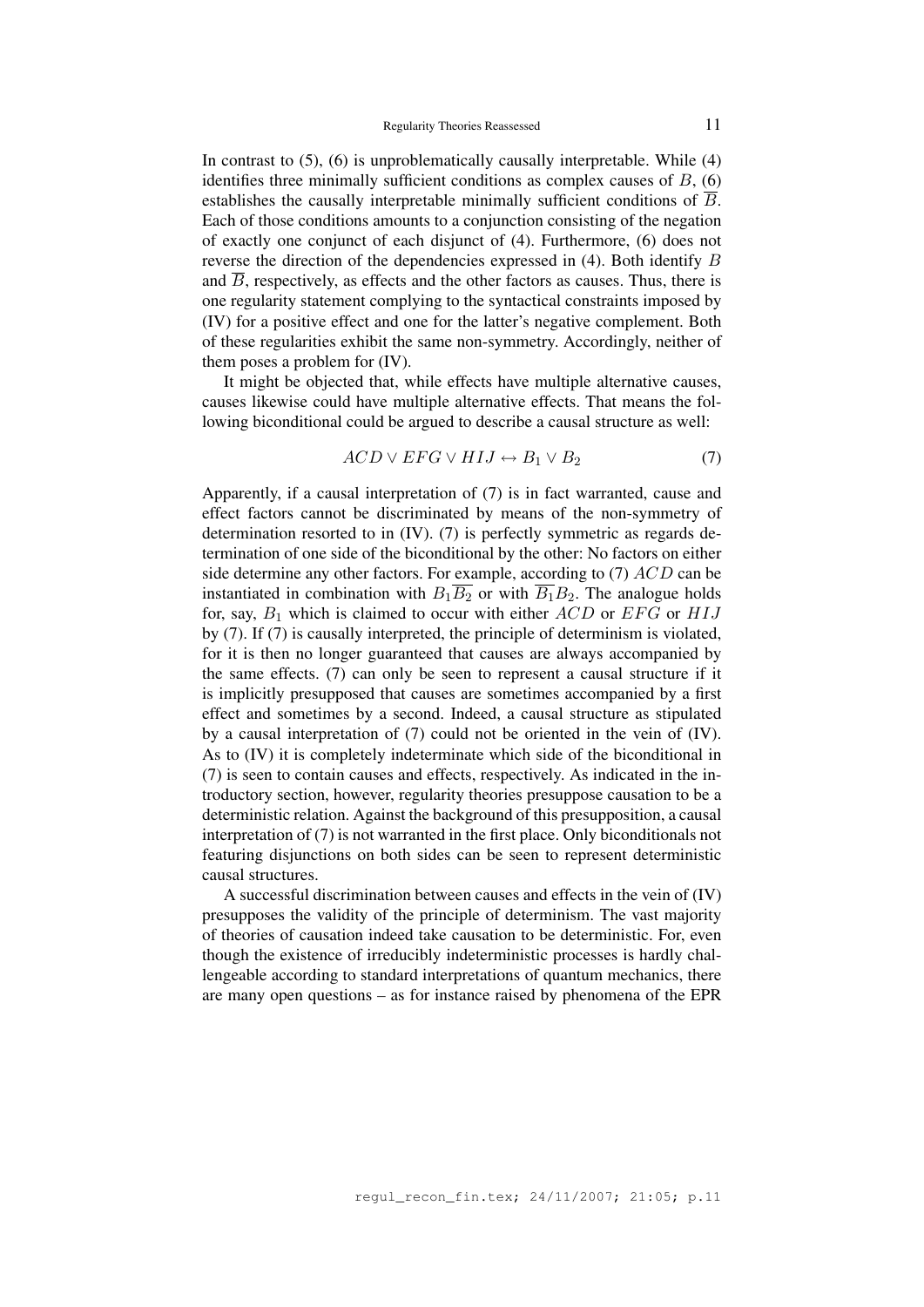In contrast to (5), (6) is unproblematically causally interpretable. While (4) identifies three minimally sufficient conditions as complex causes of $B$, (6) establishes the causally interpretable minimally sufficient conditions of $\overline{B}$. Each of those conditions amounts to a conjunction consisting of the negation of exactly one conjunct of each disjunct of (4). Furthermore, (6) does not reverse the direction of the dependencies expressed in (4). Both identify $B$ and $\overline{B}$, respectively, as effects and the other factors as causes. Thus, there is one regularity statement complying to the syntactical constraints imposed by (IV) for a positive effect and one for the latter's negative complement. Both of these regularities exhibit the same non-symmetry. Accordingly, neither of them poses a problem for (IV).

It might be objected that, while effects have multiple alternative causes, causes likewise could have multiple alternative effects. That means the following biconditional could be argued to describe a causal structure as well:

$$ACD \vee EFG \vee HIJ \leftrightarrow B_1 \vee B_2 \tag{7}$$

Apparently, if a causal interpretation of (7) is in fact warranted, cause and effect factors cannot be discriminated by means of the non-symmetry of determination resorted to in (IV). (7) is perfectly symmetric as regards determination of one side of the biconditional by the other: No factors on either side determine any other factors. For example, according to (7) $ACD$ can be instantiated in combination with $B_1\overline{B_2}$ or with $\overline{B_1}B_2$. The analogue holds for, say, $B_1$ which is claimed to occur with either $ACD$ or $EFG$ or $HIJ$ by (7). If (7) is causally interpreted, the principle of determinism is violated, for it is then no longer guaranteed that causes are always accompanied by the same effects. (7) can only be seen to represent a causal structure if it is implicitly presupposed that causes are sometimes accompanied by a first effect and sometimes by a second. Indeed, a causal structure as stipulated by a causal interpretation of (7) could not be oriented in the vein of (IV). As to (IV) it is completely indeterminate which side of the biconditional in (7) is seen to contain causes and effects, respectively. As indicated in the introductory section, however, regularity theories presuppose causation to be a deterministic relation. Against the background of this presupposition, a causal interpretation of (7) is not warranted in the first place. Only biconditionals not featuring disjunctions on both sides can be seen to represent deterministic causal structures.

A successful discrimination between causes and effects in the vein of (IV) presupposes the validity of the principle of determinism. The vast majority of theories of causation indeed take causation to be deterministic. For, even though the existence of irreducibly indeterministic processes is hardly challengeable according to standard interpretations of quantum mechanics, there are many open questions – as for instance raised by phenomena of the EPR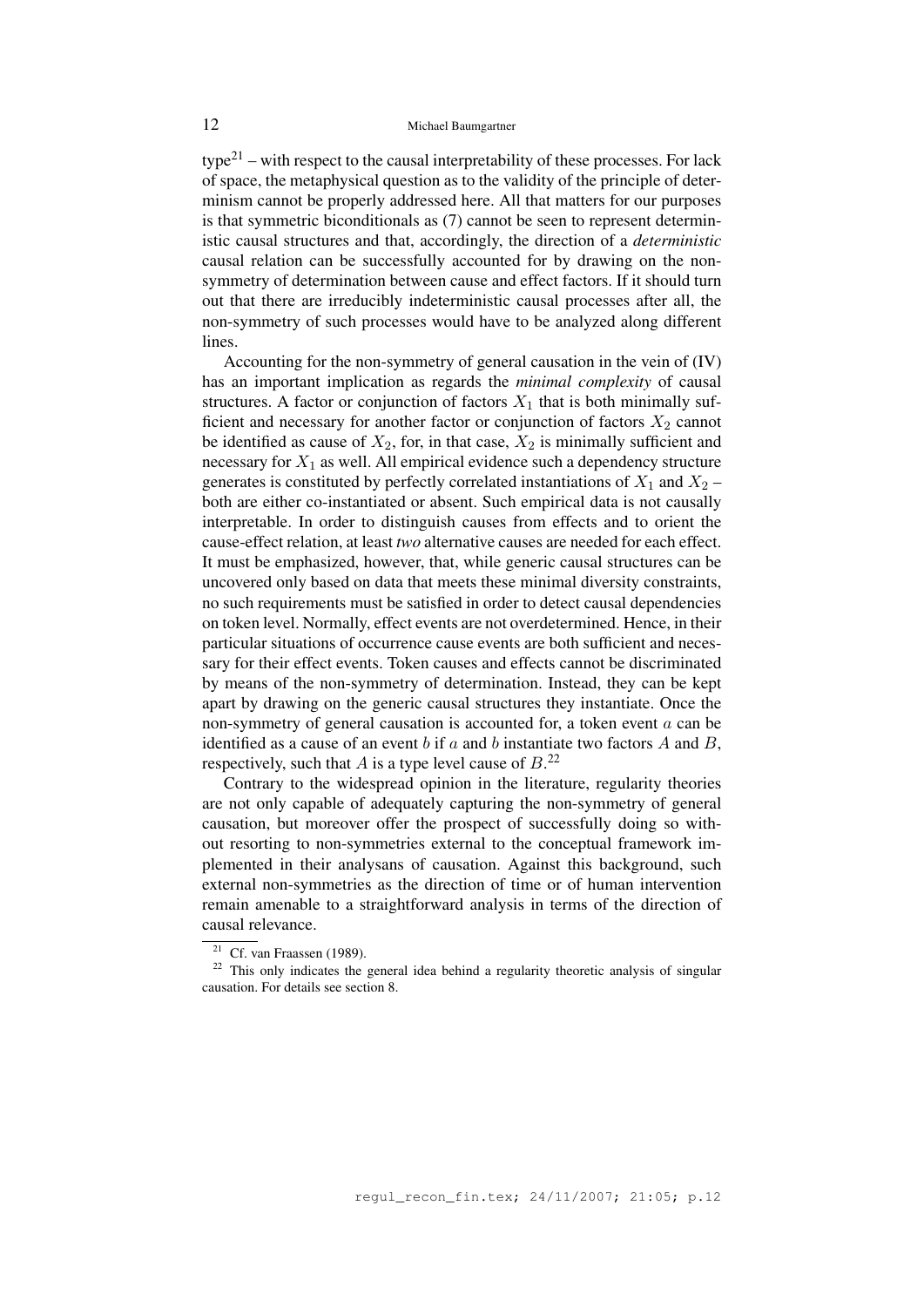type[21] – with respect to the causal interpretability of these processes. For lack of space, the metaphysical question as to the validity of the principle of determinism cannot be properly addressed here. All that matters for our purposes is that symmetric biconditionals as (7) cannot be seen to represent deterministic causal structures and that, accordingly, the direction of a *deterministic* causal relation can be successfully accounted for by drawing on the non-symmetry of determination between cause and effect factors. If it should turn out that there are irreducibly indeterministic causal processes after all, the non-symmetry of such processes would have to be analyzed along different lines.

Accounting for the non-symmetry of general causation in the vein of (IV) has an important implication as regards the *minimal complexity* of causal structures. A factor or conjunction of factors $X_1$ that is both minimally sufficient and necessary for another factor or conjunction of factors $X_2$ cannot be identified as cause of $X_2$, for, in that case, $X_2$ is minimally sufficient and necessary for $X_1$ as well. All empirical evidence such a dependency structure generates is constituted by perfectly correlated instantiations of $X_1$ and $X_2$ – both are either co-instantiated or absent. Such empirical data is not causally interpretable. In order to distinguish causes from effects and to orient the cause-effect relation, at least *two* alternative causes are needed for each effect. It must be emphasized, however, that, while generic causal structures can be uncovered only based on data that meets these minimal diversity constraints, no such requirements must be satisfied in order to detect causal dependencies on token level. Normally, effect events are not overdetermined. Hence, in their particular situations of occurrence cause events are both sufficient and necessary for their effect events. Token causes and effects cannot be discriminated by means of the non-symmetry of determination. Instead, they can be kept apart by drawing on the generic causal structures they instantiate. Once the non-symmetry of general causation is accounted for, a token event $a$ can be identified as a cause of an event $b$ if $a$ and $b$ instantiate two factors $A$ and $B$, respectively, such that $A$ is a type level cause of $B$.[22]

Contrary to the widespread opinion in the literature, regularity theories are not only capable of adequately capturing the non-symmetry of general causation, but moreover offer the prospect of successfully doing so without resorting to non-symmetries external to the conceptual framework implemented in their analysans of causation. Against this background, such external non-symmetries as the direction of time or of human intervention remain amenable to a straightforward analysis in terms of the direction of causal relevance.

---

[21] Cf. van Fraassen (1989).

[22] This only indicates the general idea behind a regularity theoretic analysis of singular causation. For details see section 8.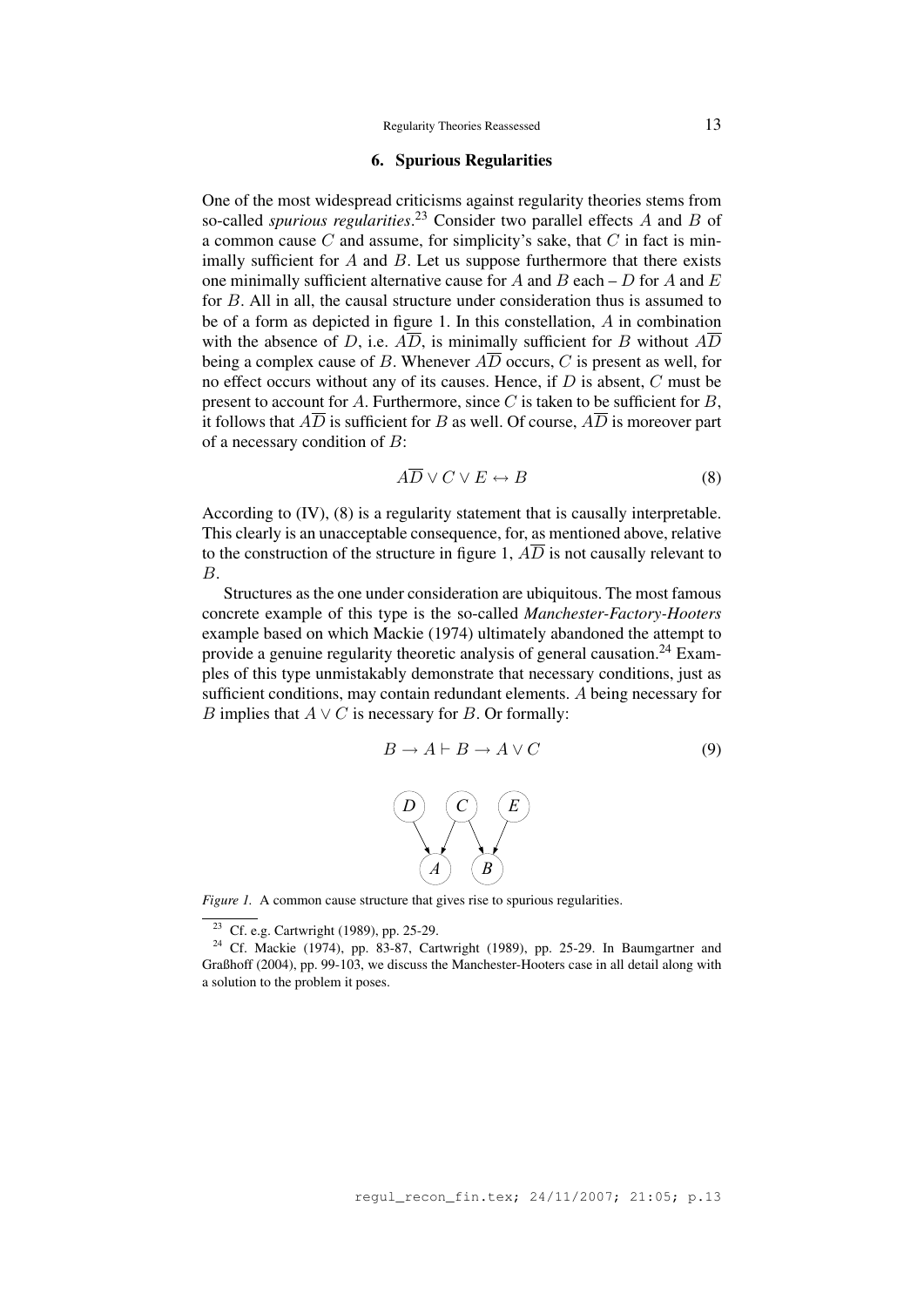## 6. Spurious Regularities

One of the most widespread criticisms against regularity theories stems from so-called *spurious regularities*.[23] Consider two parallel effects $A$ and $B$ of a common cause $C$ and assume, for simplicity's sake, that $C$ in fact is minimally sufficient for $A$ and $B$. Let us suppose furthermore that there exists one minimally sufficient alternative cause for $A$ and $B$ each – $D$ for $A$ and $E$ for $B$. All in all, the causal structure under consideration thus is assumed to be of a form as depicted in figure 1. In this constellation, $A$ in combination with the absence of $D$, i.e. $A\overline{D}$, is minimally sufficient for $B$ without $A\overline{D}$ being a complex cause of $B$. Whenever $A\overline{D}$ occurs, $C$ is present as well, for no effect occurs without any of its causes. Hence, if $D$ is absent, $C$ must be present to account for $A$. Furthermore, since $C$ is taken to be sufficient for $B$, it follows that $A\overline{D}$ is sufficient for $B$ as well. Of course, $A\overline{D}$ is moreover part of a necessary condition of $B$:

$$A\overline{D} \vee C \vee E \leftrightarrow B \tag{8}$$

According to (IV), (8) is a regularity statement that is causally interpretable. This clearly is an unacceptable consequence, for, as mentioned above, relative to the construction of the structure in figure 1, $A\overline{D}$ is not causally relevant to $B$.

Structures as the one under consideration are ubiquitous. The most famous concrete example of this type is the so-called *Manchester-Factory-Hooters* example based on which Mackie (1974) ultimately abandoned the attempt to provide a genuine regularity theoretic analysis of general causation.[24] Examples of this type unmistakably demonstrate that necessary conditions, just as sufficient conditions, may contain redundant elements. $A$ being necessary for $B$ implies that $A \vee C$ is necessary for $B$. Or formally:

$$B \rightarrow A \vdash B \rightarrow A \vee C \tag{9}$$

*Figure 1.* A common cause structure that gives rise to spurious regularities.

[23] Cf. e.g. Cartwright (1989), pp. 25-29.

[24] Cf. Mackie (1974), pp. 83-87, Cartwright (1989), pp. 25-29. In Baumgartner and Graßhoff (2004), pp. 99-103, we discuss the Manchester-Hooters case in all detail along with a solution to the problem it poses.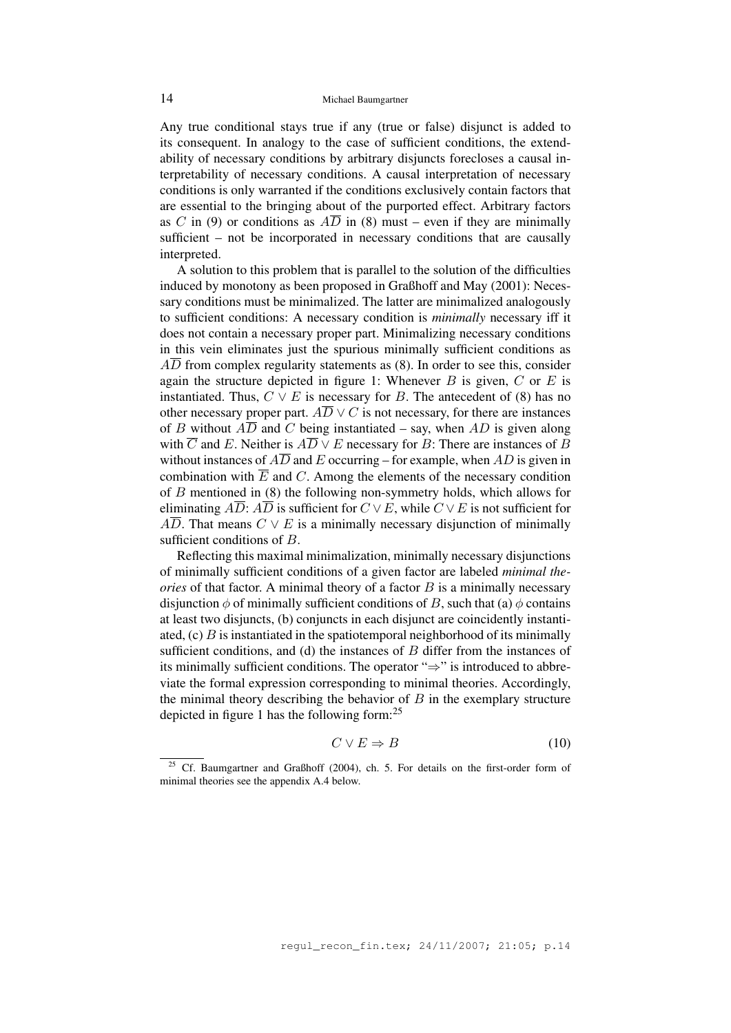Any true conditional stays true if any (true or false) disjunct is added to its consequent. In analogy to the case of sufficient conditions, the extendability of necessary conditions by arbitrary disjuncts forecloses a causal interpretability of necessary conditions. A causal interpretation of necessary conditions is only warranted if the conditions exclusively contain factors that are essential to the bringing about of the purported effect. Arbitrary factors as $C$ in (9) or conditions as $A\overline{D}$ in (8) must – even if they are minimally sufficient – not be incorporated in necessary conditions that are causally interpreted.

A solution to this problem that is parallel to the solution of the difficulties induced by monotony as been proposed in Graßhoff and May (2001): Necessary conditions must be minimalized. The latter are minimalized analogously to sufficient conditions: A necessary condition is *minimally* necessary iff it does not contain a necessary proper part. Minimalizing necessary conditions in this vein eliminates just the spurious minimally sufficient conditions as $A\overline{D}$ from complex regularity statements as (8). In order to see this, consider again the structure depicted in figure 1: Whenever $B$ is given, $C$ or $E$ is instantiated. Thus, $C \vee E$ is necessary for $B$. The antecedent of (8) has no other necessary proper part. $A\overline{D} \vee C$ is not necessary, for there are instances of $B$ without $A\overline{D}$ and $C$ being instantiated – say, when $AD$ is given along with $\overline{C}$ and $E$. Neither is $A\overline{D} \vee E$ necessary for $B$: There are instances of $B$ without instances of $A\overline{D}$ and $E$ occurring – for example, when $AD$ is given in combination with $\overline{E}$ and $C$. Among the elements of the necessary condition of $B$ mentioned in (8) the following non-symmetry holds, which allows for eliminating $A\overline{D}$: $A\overline{D}$ is sufficient for $C \vee E$, while $C \vee E$ is not sufficient for $A\overline{D}$. That means $C \vee E$ is a minimally necessary disjunction of minimally sufficient conditions of $B$.

Reflecting this maximal minimalization, minimally necessary disjunctions of minimally sufficient conditions of a given factor are labeled *minimal theories* of that factor. A minimal theory of a factor $B$ is a minimally necessary disjunction $\phi$ of minimally sufficient conditions of $B$, such that (a) $\phi$ contains at least two disjuncts, (b) conjuncts in each disjunct are coincidently instantiated, (c) $B$ is instantiated in the spatiotemporal neighborhood of its minimally sufficient conditions, and (d) the instances of $B$ differ from the instances of its minimally sufficient conditions. The operator "$\Rightarrow$" is introduced to abbreviate the formal expression corresponding to minimal theories. Accordingly, the minimal theory describing the behavior of $B$ in the exemplary structure depicted in figure 1 has the following form:[25]

$$C \vee E \Rightarrow B \tag{10}$$

[25] Cf. Baumgartner and Graßhoff (2004), ch. 5. For details on the first-order form of minimal theories see the appendix A.4 below.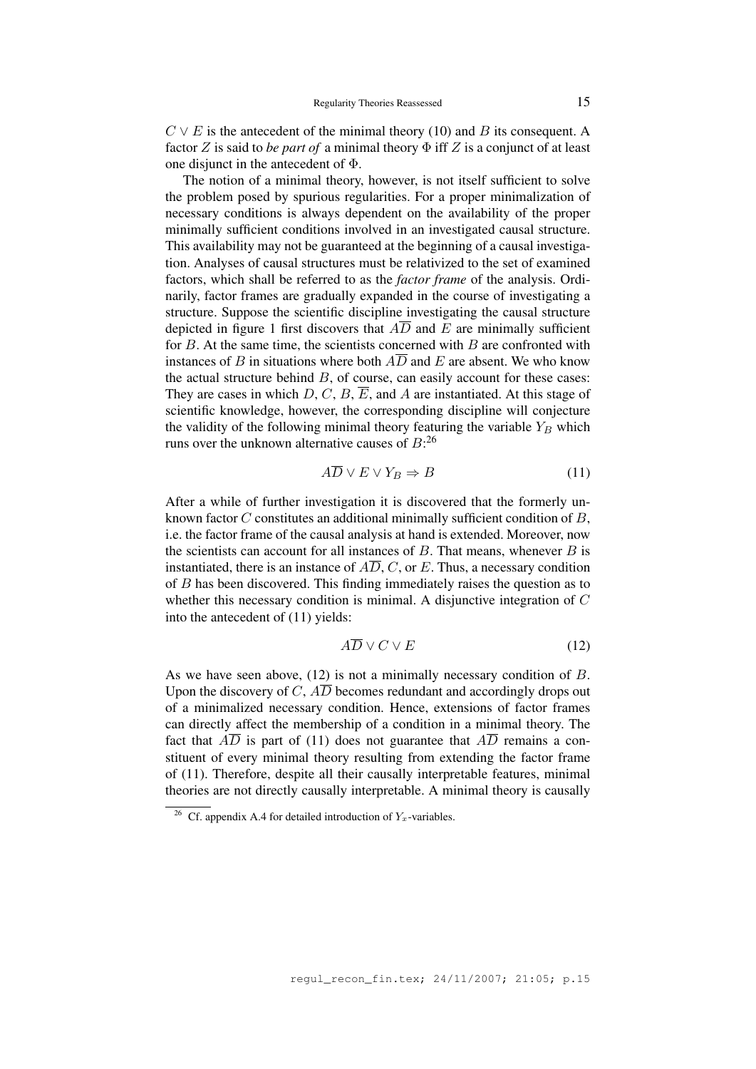$C \vee E$ is the antecedent of the minimal theory (10) and $B$ its consequent. A factor $Z$ is said to *be part of* a minimal theory $\Phi$ iff $Z$ is a conjunct of at least one disjunct in the antecedent of $\Phi$.

The notion of a minimal theory, however, is not itself sufficient to solve the problem posed by spurious regularities. For a proper minimalization of necessary conditions is always dependent on the availability of the proper minimally sufficient conditions involved in an investigated causal structure. This availability may not be guaranteed at the beginning of a causal investigation. Analyses of causal structures must be relativized to the set of examined factors, which shall be referred to as the *factor frame* of the analysis. Ordinarily, factor frames are gradually expanded in the course of investigating a structure. Suppose the scientific discipline investigating the causal structure depicted in figure 1 first discovers that $A\overline{D}$ and $E$ are minimally sufficient for $B$. At the same time, the scientists concerned with $B$ are confronted with instances of $B$ in situations where both $A\overline{D}$ and $E$ are absent. We who know the actual structure behind $B$, of course, can easily account for these cases: They are cases in which $D$, $C$, $B$, $\overline{E}$, and $A$ are instantiated. At this stage of scientific knowledge, however, the corresponding discipline will conjecture the validity of the following minimal theory featuring the variable $Y_B$ which runs over the unknown alternative causes of $B$:[26]

$$A\overline{D} \vee E \vee Y_B \Rightarrow B \tag{11}$$

After a while of further investigation it is discovered that the formerly unknown factor $C$ constitutes an additional minimally sufficient condition of $B$, i.e. the factor frame of the causal analysis at hand is extended. Moreover, now the scientists can account for all instances of $B$. That means, whenever $B$ is instantiated, there is an instance of $A\overline{D}$, $C$, or $E$. Thus, a necessary condition of $B$ has been discovered. This finding immediately raises the question as to whether this necessary condition is minimal. A disjunctive integration of $C$ into the antecedent of (11) yields:

$$A\overline{D} \vee C \vee E \tag{12}$$

As we have seen above, (12) is not a minimally necessary condition of $B$. Upon the discovery of $C$, $A\overline{D}$ becomes redundant and accordingly drops out of a minimalized necessary condition. Hence, extensions of factor frames can directly affect the membership of a condition in a minimal theory. The fact that $A\overline{D}$ is part of (11) does not guarantee that $A\overline{D}$ remains a constituent of every minimal theory resulting from extending the factor frame of (11). Therefore, despite all their causally interpretable features, minimal theories are not directly causally interpretable. A minimal theory is causally

[26] Cf. appendix A.4 for detailed introduction of $Y_x$-variables.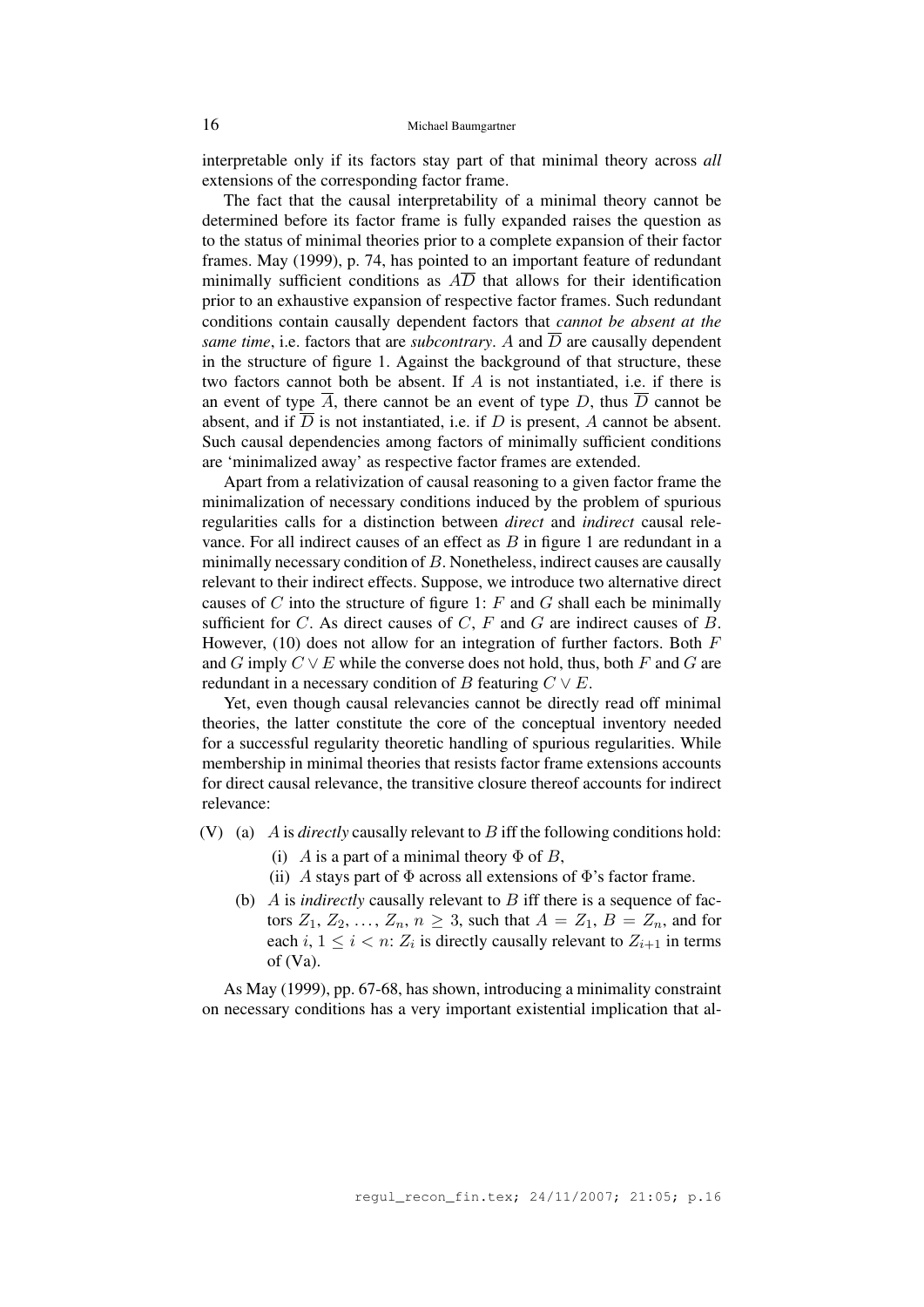interpretable only if its factors stay part of that minimal theory across *all* extensions of the corresponding factor frame.

The fact that the causal interpretability of a minimal theory cannot be determined before its factor frame is fully expanded raises the question as to the status of minimal theories prior to a complete expansion of their factor frames. May (1999), p. 74, has pointed to an important feature of redundant minimally sufficient conditions as $A\overline{D}$ that allows for their identification prior to an exhaustive expansion of respective factor frames. Such redundant conditions contain causally dependent factors that *cannot be absent at the same time*, i.e. factors that are *subcontrary*. $A$ and $\overline{D}$ are causally dependent in the structure of figure 1. Against the background of that structure, these two factors cannot both be absent. If $A$ is not instantiated, i.e. if there is an event of type $\overline{A}$, there cannot be an event of type $D$, thus $\overline{D}$ cannot be absent, and if $\overline{D}$ is not instantiated, i.e. if $D$ is present, $A$ cannot be absent. Such causal dependencies among factors of minimally sufficient conditions are 'minimalized away' as respective factor frames are extended.

Apart from a relativization of causal reasoning to a given factor frame the minimalization of necessary conditions induced by the problem of spurious regularities calls for a distinction between *direct* and *indirect* causal relevance. For all indirect causes of an effect as $B$ in figure 1 are redundant in a minimally necessary condition of $B$. Nonetheless, indirect causes are causally relevant to their indirect effects. Suppose, we introduce two alternative direct causes of $C$ into the structure of figure 1: $F$ and $G$ shall each be minimally sufficient for $C$. As direct causes of $C$, $F$ and $G$ are indirect causes of $B$. However, (10) does not allow for an integration of further factors. Both $F$ and $G$ imply $C \vee E$ while the converse does not hold, thus, both $F$ and $G$ are redundant in a necessary condition of $B$ featuring $C \vee E$.

Yet, even though causal relevancies cannot be directly read off minimal theories, the latter constitute the core of the conceptual inventory needed for a successful regularity theoretic handling of spurious regularities. While membership in minimal theories that resists factor frame extensions accounts for direct causal relevance, the transitive closure thereof accounts for indirect relevance:

(V) (a) $A$ is *directly* causally relevant to $B$ iff the following conditions hold:
  - (i) $A$ is a part of a minimal theory $\Phi$ of $B$,
  - (ii) $A$ stays part of $\Phi$ across all extensions of $\Phi$'s factor frame.

  (b) $A$ is *indirectly* causally relevant to $B$ iff there is a sequence of factors $Z_1, Z_2, \ldots, Z_n$, $n \geq 3$, such that $A = Z_1$, $B = Z_n$, and for each $i$, $1 \leq i < n$: $Z_i$ is directly causally relevant to $Z_{i+1}$ in terms of (Va).

As May (1999), pp. 67-68, has shown, introducing a minimality constraint on necessary conditions has a very important existential implication that al-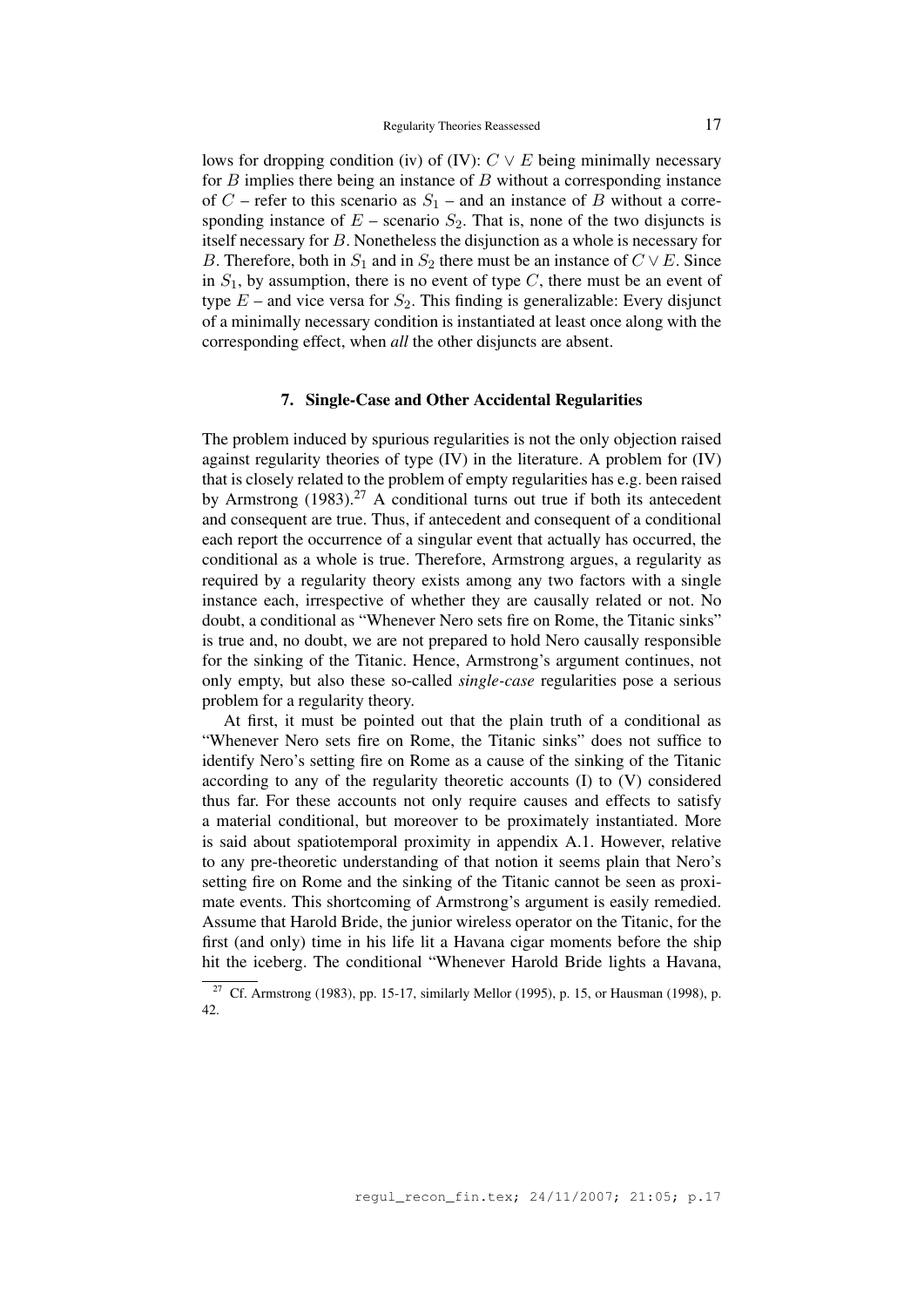lows for dropping condition (iv) of (IV): $C \vee E$ being minimally necessary for $B$ implies there being an instance of $B$ without a corresponding instance of $C$ – refer to this scenario as $S_1$ – and an instance of $B$ without a corresponding instance of $E$ – scenario $S_2$. That is, none of the two disjuncts is itself necessary for $B$. Nonetheless the disjunction as a whole is necessary for $B$. Therefore, both in $S_1$ and in $S_2$ there must be an instance of $C \vee E$. Since in $S_1$, by assumption, there is no event of type $C$, there must be an event of type $E$ – and vice versa for $S_2$. This finding is generalizable: Every disjunct of a minimally necessary condition is instantiated at least once along with the corresponding effect, when *all* the other disjuncts are absent.

## 7. Single-Case and Other Accidental Regularities

The problem induced by spurious regularities is not the only objection raised against regularity theories of type (IV) in the literature. A problem for (IV) that is closely related to the problem of empty regularities has e.g. been raised by Armstrong (1983).[27] A conditional turns out true if both its antecedent and consequent are true. Thus, if antecedent and consequent of a conditional each report the occurrence of a singular event that actually has occurred, the conditional as a whole is true. Therefore, Armstrong argues, a regularity as required by a regularity theory exists among any two factors with a single instance each, irrespective of whether they are causally related or not. No doubt, a conditional as "Whenever Nero sets fire on Rome, the Titanic sinks" is true and, no doubt, we are not prepared to hold Nero causally responsible for the sinking of the Titanic. Hence, Armstrong's argument continues, not only empty, but also these so-called *single-case* regularities pose a serious problem for a regularity theory.

At first, it must be pointed out that the plain truth of a conditional as "Whenever Nero sets fire on Rome, the Titanic sinks" does not suffice to identify Nero's setting fire on Rome as a cause of the sinking of the Titanic according to any of the regularity theoretic accounts (I) to (V) considered thus far. For these accounts not only require causes and effects to satisfy a material conditional, but moreover to be proximately instantiated. More is said about spatiotemporal proximity in appendix A.1. However, relative to any pre-theoretic understanding of that notion it seems plain that Nero's setting fire on Rome and the sinking of the Titanic cannot be seen as proximate events. This shortcoming of Armstrong's argument is easily remedied. Assume that Harold Bride, the junior wireless operator on the Titanic, for the first (and only) time in his life lit a Havana cigar moments before the ship hit the iceberg. The conditional "Whenever Harold Bride lights a Havana,

[27] Cf. Armstrong (1983), pp. 15-17, similarly Mellor (1995), p. 15, or Hausman (1998), p. 42.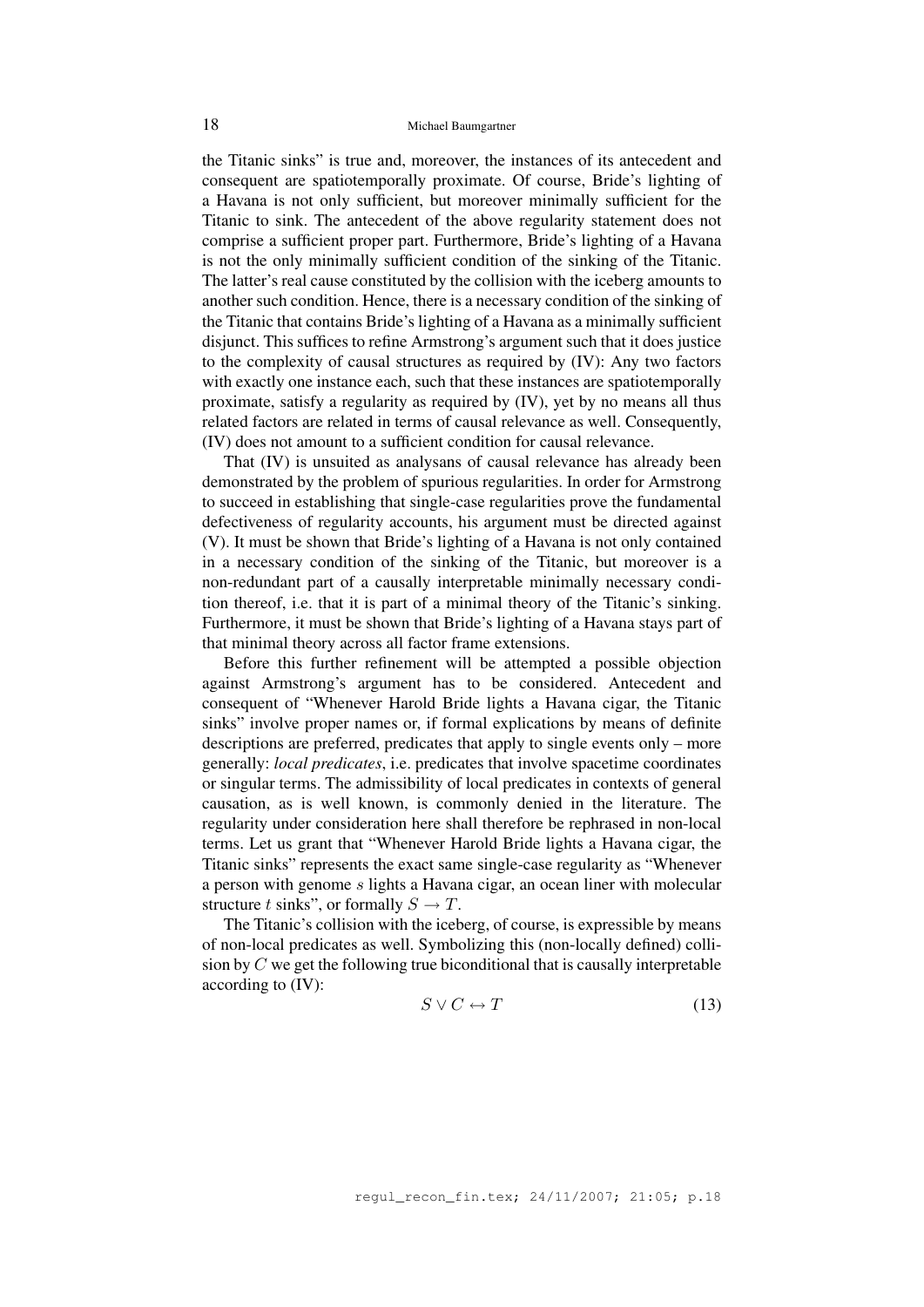the Titanic sinks" is true and, moreover, the instances of its antecedent and consequent are spatiotemporally proximate. Of course, Bride's lighting of a Havana is not only sufficient, but moreover minimally sufficient for the Titanic to sink. The antecedent of the above regularity statement does not comprise a sufficient proper part. Furthermore, Bride's lighting of a Havana is not the only minimally sufficient condition of the sinking of the Titanic. The latter's real cause constituted by the collision with the iceberg amounts to another such condition. Hence, there is a necessary condition of the sinking of the Titanic that contains Bride's lighting of a Havana as a minimally sufficient disjunct. This suffices to refine Armstrong's argument such that it does justice to the complexity of causal structures as required by (IV): Any two factors with exactly one instance each, such that these instances are spatiotemporally proximate, satisfy a regularity as required by (IV), yet by no means all thus related factors are related in terms of causal relevance as well. Consequently, (IV) does not amount to a sufficient condition for causal relevance.

That (IV) is unsuited as analysans of causal relevance has already been demonstrated by the problem of spurious regularities. In order for Armstrong to succeed in establishing that single-case regularities prove the fundamental defectiveness of regularity accounts, his argument must be directed against (V). It must be shown that Bride's lighting of a Havana is not only contained in a necessary condition of the sinking of the Titanic, but moreover is a non-redundant part of a causally interpretable minimally necessary condition thereof, i.e. that it is part of a minimal theory of the Titanic's sinking. Furthermore, it must be shown that Bride's lighting of a Havana stays part of that minimal theory across all factor frame extensions.

Before this further refinement will be attempted a possible objection against Armstrong's argument has to be considered. Antecedent and consequent of "Whenever Harold Bride lights a Havana cigar, the Titanic sinks" involve proper names or, if formal explications by means of definite descriptions are preferred, predicates that apply to single events only – more generally: *local predicates*, i.e. predicates that involve spacetime coordinates or singular terms. The admissibility of local predicates in contexts of general causation, as is well known, is commonly denied in the literature. The regularity under consideration here shall therefore be rephrased in non-local terms. Let us grant that "Whenever Harold Bride lights a Havana cigar, the Titanic sinks" represents the exact same single-case regularity as "Whenever a person with genome $s$ lights a Havana cigar, an ocean liner with molecular structure $t$ sinks", or formally $S \rightarrow T$.

The Titanic's collision with the iceberg, of course, is expressible by means of non-local predicates as well. Symbolizing this (non-locally defined) collision by $C$ we get the following true biconditional that is causally interpretable according to (IV):

$$S \vee C \leftrightarrow T \tag{13}$$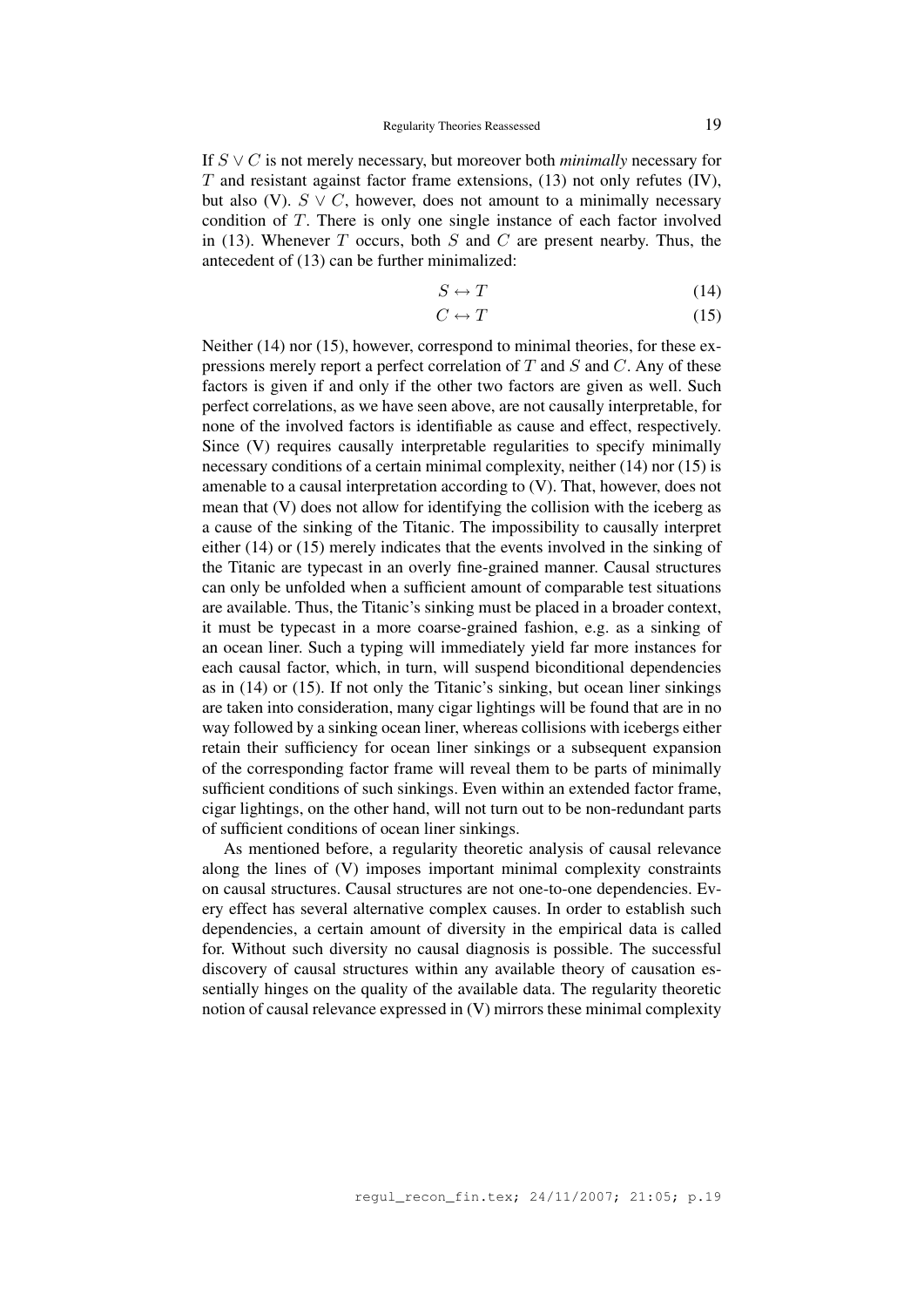If $S \vee C$ is not merely necessary, but moreover both *minimally* necessary for $T$ and resistant against factor frame extensions, (13) not only refutes (IV), but also (V). $S \vee C$, however, does not amount to a minimally necessary condition of $T$. There is only one single instance of each factor involved in (13). Whenever $T$ occurs, both $S$ and $C$ are present nearby. Thus, the antecedent of (13) can be further minimalized:

$$S \leftrightarrow T \tag{14}$$

$$C \leftrightarrow T \tag{15}$$

Neither (14) nor (15), however, correspond to minimal theories, for these expressions merely report a perfect correlation of $T$ and $S$ and $C$. Any of these factors is given if and only if the other two factors are given as well. Such perfect correlations, as we have seen above, are not causally interpretable, for none of the involved factors is identifiable as cause and effect, respectively. Since (V) requires causally interpretable regularities to specify minimally necessary conditions of a certain minimal complexity, neither (14) nor (15) is amenable to a causal interpretation according to (V). That, however, does not mean that (V) does not allow for identifying the collision with the iceberg as a cause of the sinking of the Titanic. The impossibility to causally interpret either (14) or (15) merely indicates that the events involved in the sinking of the Titanic are typecast in an overly fine-grained manner. Causal structures can only be unfolded when a sufficient amount of comparable test situations are available. Thus, the Titanic's sinking must be placed in a broader context, it must be typecast in a more coarse-grained fashion, e.g. as a sinking of an ocean liner. Such a typing will immediately yield far more instances for each causal factor, which, in turn, will suspend biconditional dependencies as in (14) or (15). If not only the Titanic's sinking, but ocean liner sinkings are taken into consideration, many cigar lightings will be found that are in no way followed by a sinking ocean liner, whereas collisions with icebergs either retain their sufficiency for ocean liner sinkings or a subsequent expansion of the corresponding factor frame will reveal them to be parts of minimally sufficient conditions of such sinkings. Even within an extended factor frame, cigar lightings, on the other hand, will not turn out to be non-redundant parts of sufficient conditions of ocean liner sinkings.

As mentioned before, a regularity theoretic analysis of causal relevance along the lines of (V) imposes important minimal complexity constraints on causal structures. Causal structures are not one-to-one dependencies. Every effect has several alternative complex causes. In order to establish such dependencies, a certain amount of diversity in the empirical data is called for. Without such diversity no causal diagnosis is possible. The successful discovery of causal structures within any available theory of causation essentially hinges on the quality of the available data. The regularity theoretic notion of causal relevance expressed in (V) mirrors these minimal complexity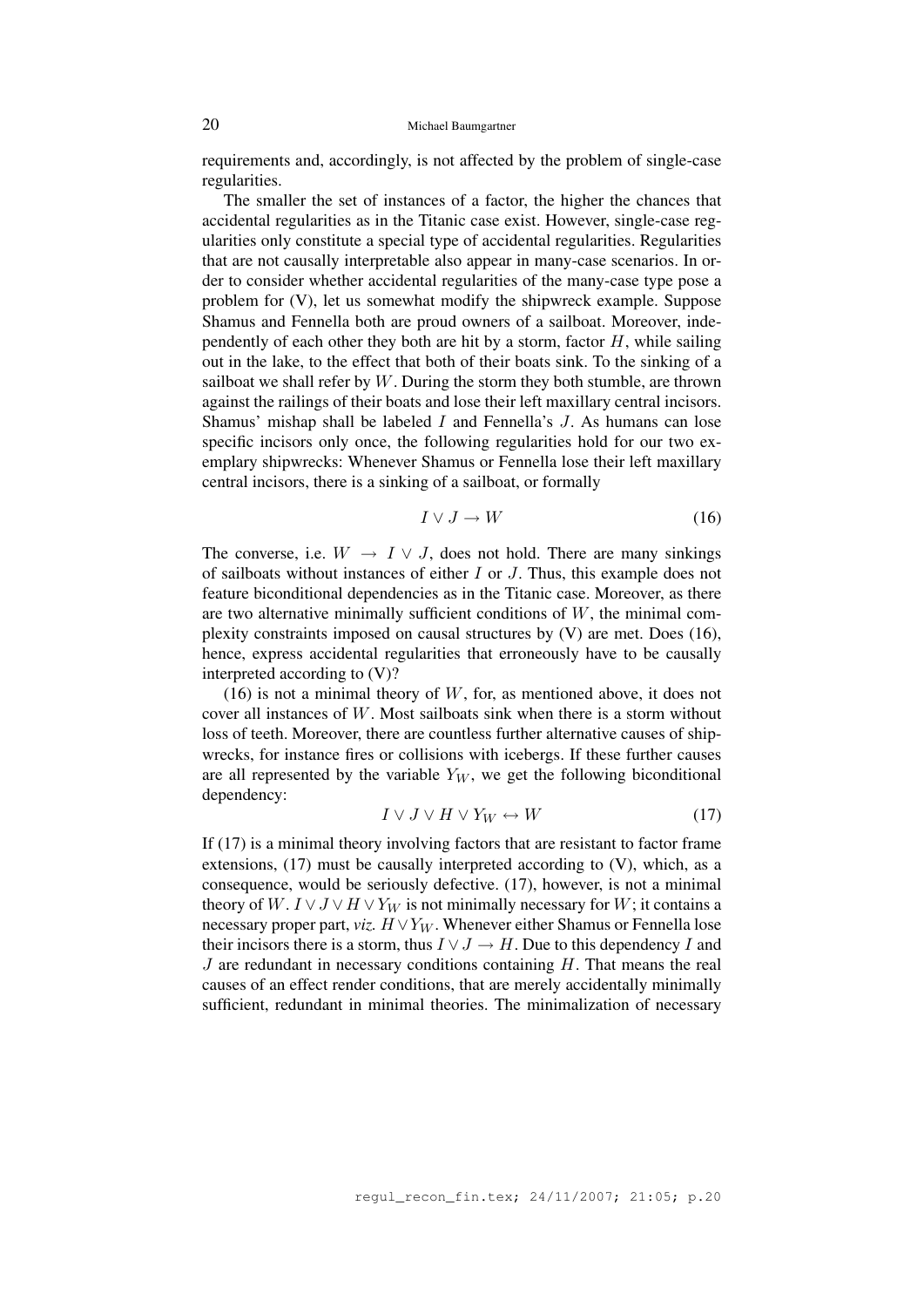requirements and, accordingly, is not affected by the problem of single-case regularities.

The smaller the set of instances of a factor, the higher the chances that accidental regularities as in the Titanic case exist. However, single-case regularities only constitute a special type of accidental regularities. Regularities that are not causally interpretable also appear in many-case scenarios. In order to consider whether accidental regularities of the many-case type pose a problem for (V), let us somewhat modify the shipwreck example. Suppose Shamus and Fennella both are proud owners of a sailboat. Moreover, independently of each other they both are hit by a storm, factor $H$, while sailing out in the lake, to the effect that both of their boats sink. To the sinking of a sailboat we shall refer by $W$. During the storm they both stumble, are thrown against the railings of their boats and lose their left maxillary central incisors. Shamus' mishap shall be labeled $I$ and Fennella's $J$. As humans can lose specific incisors only once, the following regularities hold for our two exemplary shipwrecks: Whenever Shamus or Fennella lose their left maxillary central incisors, there is a sinking of a sailboat, or formally

$$I \vee J \rightarrow W \tag{16}$$

The converse, i.e. $W \rightarrow I \vee J$, does not hold. There are many sinkings of sailboats without instances of either $I$ or $J$. Thus, this example does not feature biconditional dependencies as in the Titanic case. Moreover, as there are two alternative minimally sufficient conditions of $W$, the minimal complexity constraints imposed on causal structures by (V) are met. Does (16), hence, express accidental regularities that erroneously have to be causally interpreted according to (V)?

(16) is not a minimal theory of $W$, for, as mentioned above, it does not cover all instances of $W$. Most sailboats sink when there is a storm without loss of teeth. Moreover, there are countless further alternative causes of shipwrecks, for instance fires or collisions with icebergs. If these further causes are all represented by the variable $Y_W$, we get the following biconditional dependency:

$$I \vee J \vee H \vee Y_W \leftrightarrow W \tag{17}$$

If (17) is a minimal theory involving factors that are resistant to factor frame extensions, (17) must be causally interpreted according to (V), which, as a consequence, would be seriously defective. (17), however, is not a minimal theory of $W$. $I \vee J \vee H \vee Y_W$ is not minimally necessary for $W$; it contains a necessary proper part, *viz.* $H \vee Y_W$. Whenever either Shamus or Fennella lose their incisors there is a storm, thus $I \vee J \rightarrow H$. Due to this dependency $I$ and $J$ are redundant in necessary conditions containing $H$. That means the real causes of an effect render conditions, that are merely accidentally minimally sufficient, redundant in minimal theories. The minimalization of necessary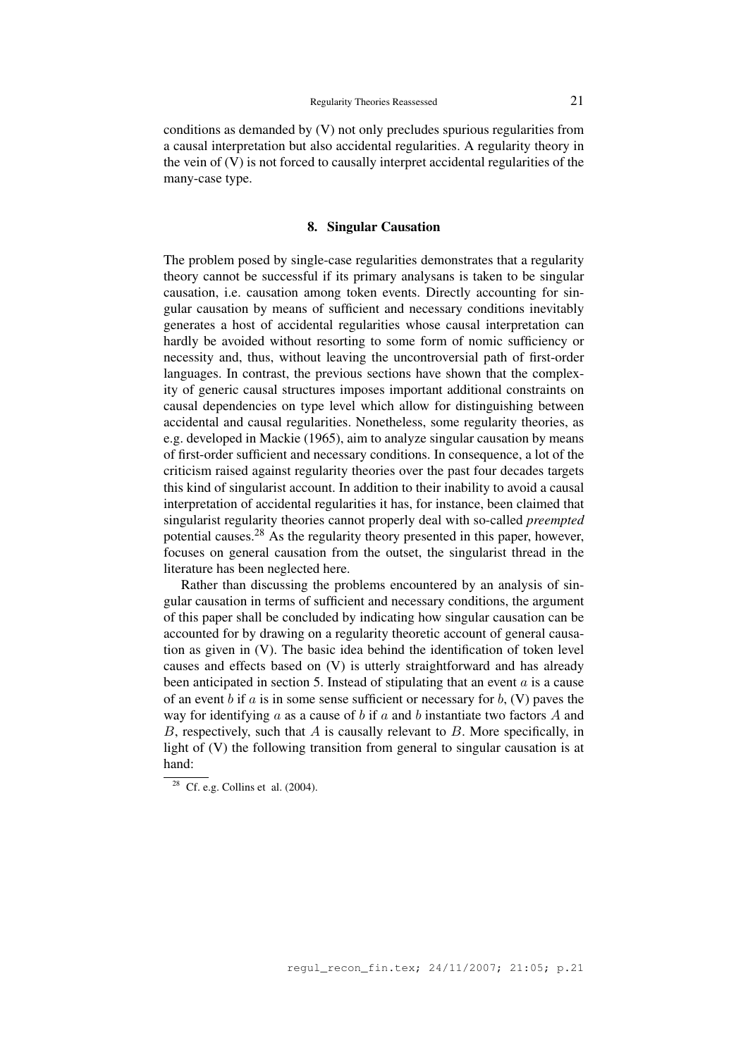conditions as demanded by (V) not only precludes spurious regularities from a causal interpretation but also accidental regularities. A regularity theory in the vein of (V) is not forced to causally interpret accidental regularities of the many-case type.

## 8. Singular Causation

The problem posed by single-case regularities demonstrates that a regularity theory cannot be successful if its primary analysans is taken to be singular causation, i.e. causation among token events. Directly accounting for singular causation by means of sufficient and necessary conditions inevitably generates a host of accidental regularities whose causal interpretation can hardly be avoided without resorting to some form of nomic sufficiency or necessity and, thus, without leaving the uncontroversial path of first-order languages. In contrast, the previous sections have shown that the complexity of generic causal structures imposes important additional constraints on causal dependencies on type level which allow for distinguishing between accidental and causal regularities. Nonetheless, some regularity theories, as e.g. developed in Mackie (1965), aim to analyze singular causation by means of first-order sufficient and necessary conditions. In consequence, a lot of the criticism raised against regularity theories over the past four decades targets this kind of singularist account. In addition to their inability to avoid a causal interpretation of accidental regularities it has, for instance, been claimed that singularist regularity theories cannot properly deal with so-called *preempted* potential causes.[28] As the regularity theory presented in this paper, however, focuses on general causation from the outset, the singularist thread in the literature has been neglected here.

Rather than discussing the problems encountered by an analysis of singular causation in terms of sufficient and necessary conditions, the argument of this paper shall be concluded by indicating how singular causation can be accounted for by drawing on a regularity theoretic account of general causation as given in (V). The basic idea behind the identification of token level causes and effects based on (V) is utterly straightforward and has already been anticipated in section 5. Instead of stipulating that an event $a$ is a cause of an event $b$ if $a$ is in some sense sufficient or necessary for $b$, (V) paves the way for identifying $a$ as a cause of $b$ if $a$ and $b$ instantiate two factors $A$ and $B$, respectively, such that $A$ is causally relevant to $B$. More specifically, in light of (V) the following transition from general to singular causation is at hand:

[28] Cf. e.g. Collins et al. (2004).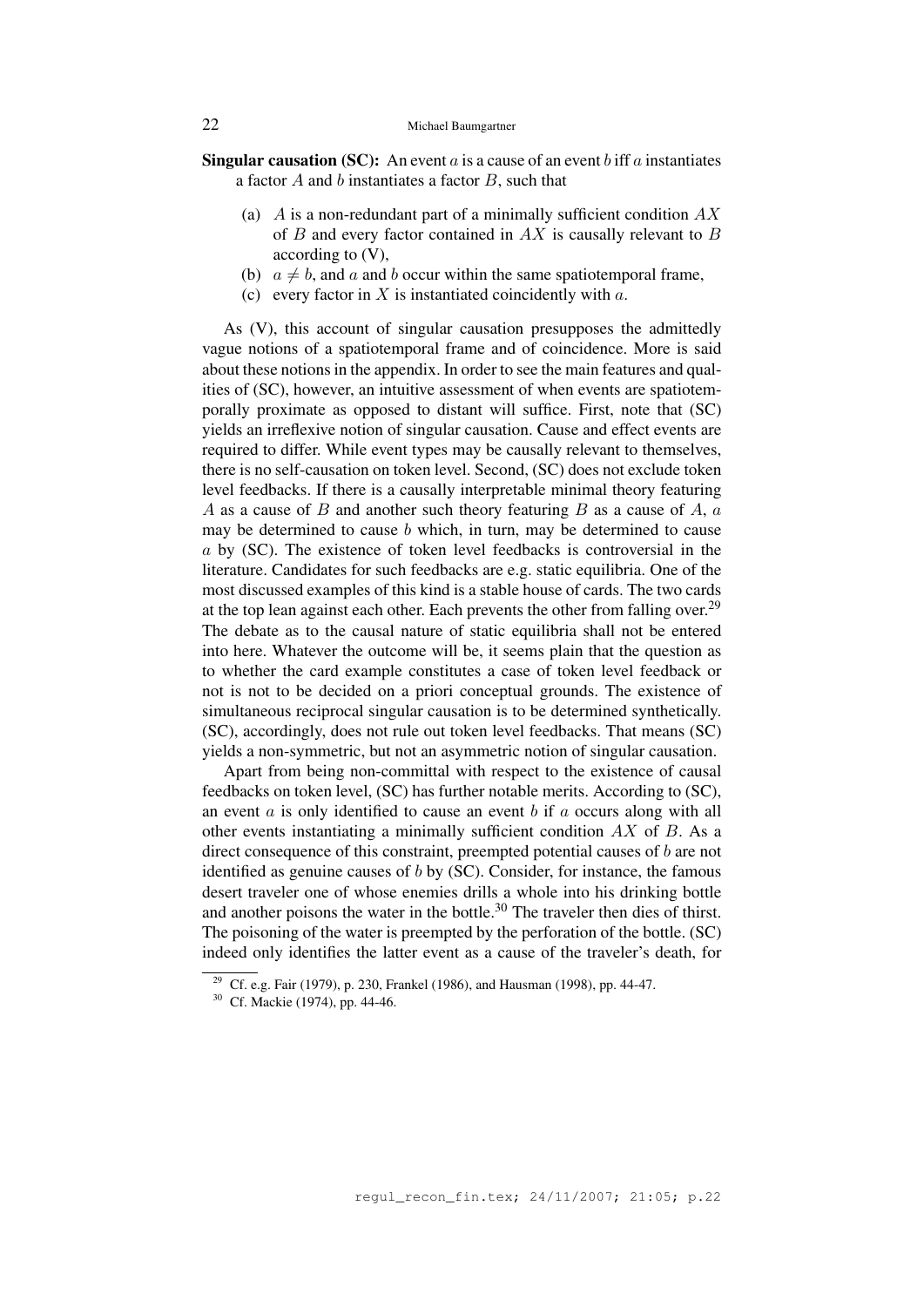**Singular causation (SC):** An event $a$ is a cause of an event $b$ iff $a$ instantiates a factor $A$ and $b$ instantiates a factor $B$, such that

- (a) $A$ is a non-redundant part of a minimally sufficient condition $AX$ of $B$ and every factor contained in $AX$ is causally relevant to $B$ according to (V),
- (b) $a \neq b$, and $a$ and $b$ occur within the same spatiotemporal frame,
- (c) every factor in $X$ is instantiated coincidently with $a$.

As (V), this account of singular causation presupposes the admittedly vague notions of a spatiotemporal frame and of coincidence. More is said about these notions in the appendix. In order to see the main features and qualities of (SC), however, an intuitive assessment of when events are spatiotemporally proximate as opposed to distant will suffice. First, note that (SC) yields an irreflexive notion of singular causation. Cause and effect events are required to differ. While event types may be causally relevant to themselves, there is no self-causation on token level. Second, (SC) does not exclude token level feedbacks. If there is a causally interpretable minimal theory featuring $A$ as a cause of $B$ and another such theory featuring $B$ as a cause of $A$, $a$ may be determined to cause $b$ which, in turn, may be determined to cause $a$ by (SC). The existence of token level feedbacks is controversial in the literature. Candidates for such feedbacks are e.g. static equilibria. One of the most discussed examples of this kind is a stable house of cards. The two cards at the top lean against each other. Each prevents the other from falling over.[29] The debate as to the causal nature of static equilibria shall not be entered into here. Whatever the outcome will be, it seems plain that the question as to whether the card example constitutes a case of token level feedback or not is not to be decided on a priori conceptual grounds. The existence of simultaneous reciprocal singular causation is to be determined synthetically. (SC), accordingly, does not rule out token level feedbacks. That means (SC) yields a non-symmetric, but not an asymmetric notion of singular causation.

Apart from being non-committal with respect to the existence of causal feedbacks on token level, (SC) has further notable merits. According to (SC), an event $a$ is only identified to cause an event $b$ if $a$ occurs along with all other events instantiating a minimally sufficient condition $AX$ of $B$. As a direct consequence of this constraint, preempted potential causes of $b$ are not identified as genuine causes of $b$ by (SC). Consider, for instance, the famous desert traveler one of whose enemies drills a whole into his drinking bottle and another poisons the water in the bottle.[30] The traveler then dies of thirst. The poisoning of the water is preempted by the perforation of the bottle. (SC) indeed only identifies the latter event as a cause of the traveler's death, for

[29] Cf. e.g. Fair (1979), p. 230, Frankel (1986), and Hausman (1998), pp. 44-47.

[30] Cf. Mackie (1974), pp. 44-46.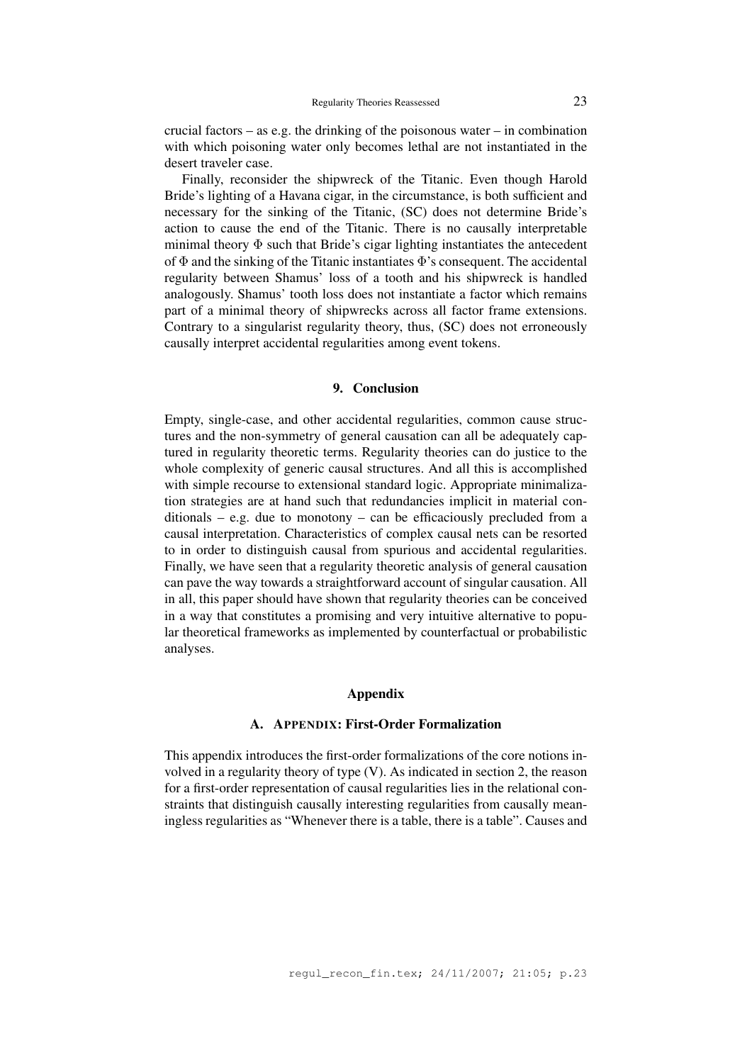crucial factors – as e.g. the drinking of the poisonous water – in combination with which poisoning water only becomes lethal are not instantiated in the desert traveler case.

Finally, reconsider the shipwreck of the Titanic. Even though Harold Bride's lighting of a Havana cigar, in the circumstance, is both sufficient and necessary for the sinking of the Titanic, (SC) does not determine Bride's action to cause the end of the Titanic. There is no causally interpretable minimal theory $\Phi$ such that Bride's cigar lighting instantiates the antecedent of $\Phi$ and the sinking of the Titanic instantiates $\Phi$'s consequent. The accidental regularity between Shamus' loss of a tooth and his shipwreck is handled analogously. Shamus' tooth loss does not instantiate a factor which remains part of a minimal theory of shipwrecks across all factor frame extensions. Contrary to a singularist regularity theory, thus, (SC) does not erroneously causally interpret accidental regularities among event tokens.

## 9. Conclusion

Empty, single-case, and other accidental regularities, common cause structures and the non-symmetry of general causation can all be adequately captured in regularity theoretic terms. Regularity theories can do justice to the whole complexity of generic causal structures. And all this is accomplished with simple recourse to extensional standard logic. Appropriate minimalization strategies are at hand such that redundancies implicit in material conditionals – e.g. due to monotony – can be efficaciously precluded from a causal interpretation. Characteristics of complex causal nets can be resorted to in order to distinguish causal from spurious and accidental regularities. Finally, we have seen that a regularity theoretic analysis of general causation can pave the way towards a straightforward account of singular causation. All in all, this paper should have shown that regularity theories can be conceived in a way that constitutes a promising and very intuitive alternative to popular theoretical frameworks as implemented by counterfactual or probabilistic analyses.

## Appendix

### A. Appendix: First-Order Formalization

This appendix introduces the first-order formalizations of the core notions involved in a regularity theory of type (V). As indicated in section 2, the reason for a first-order representation of causal regularities lies in the relational constraints that distinguish causally interesting regularities from causally meaningless regularities as "Whenever there is a table, there is a table". Causes and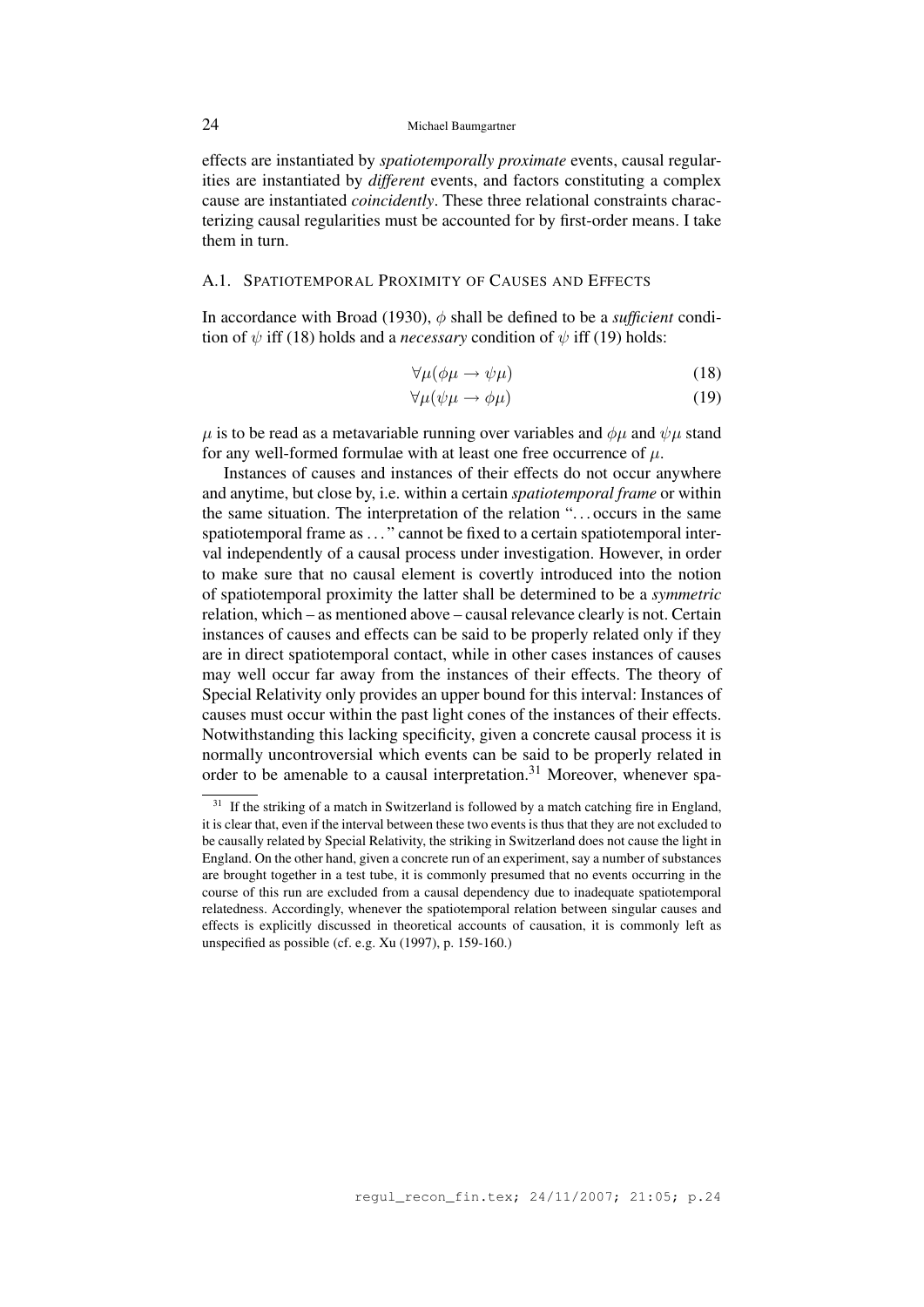effects are instantiated by *spatiotemporally proximate* events, causal regularities are instantiated by *different* events, and factors constituting a complex cause are instantiated *coincidently*. These three relational constraints characterizing causal regularities must be accounted for by first-order means. I take them in turn.

### A.1. Spatiotemporal Proximity of Causes and Effects

In accordance with Broad (1930), $\phi$ shall be defined to be a *sufficient* condition of $\psi$ iff (18) holds and a *necessary* condition of $\psi$ iff (19) holds:

$$\forall\mu(\phi\mu \rightarrow \psi\mu) \tag{18}$$

$$\forall\mu(\psi\mu \rightarrow \phi\mu) \tag{19}$$

$\mu$ is to be read as a metavariable running over variables and $\phi\mu$ and $\psi\mu$ stand for any well-formed formulae with at least one free occurrence of $\mu$.

Instances of causes and instances of their effects do not occur anywhere and anytime, but close by, i.e. within a certain *spatiotemporal frame* or within the same situation. The interpretation of the relation "... occurs in the same spatiotemporal frame as ..." cannot be fixed to a certain spatiotemporal interval independently of a causal process under investigation. However, in order to make sure that no causal element is covertly introduced into the notion of spatiotemporal proximity the latter shall be determined to be a *symmetric* relation, which – as mentioned above – causal relevance clearly is not. Certain instances of causes and effects can be said to be properly related only if they are in direct spatiotemporal contact, while in other cases instances of causes may well occur far away from the instances of their effects. The theory of Special Relativity only provides an upper bound for this interval: Instances of causes must occur within the past light cones of the instances of their effects. Notwithstanding this lacking specificity, given a concrete causal process it is normally uncontroversial which events can be said to be properly related in order to be amenable to a causal interpretation.[31] Moreover, whenever spa-

---

[31] If the striking of a match in Switzerland is followed by a match catching fire in England, it is clear that, even if the interval between these two events is thus that they are not excluded to be causally related by Special Relativity, the striking in Switzerland does not cause the light in England. On the other hand, given a concrete run of an experiment, say a number of substances are brought together in a test tube, it is commonly presumed that no events occurring in the course of this run are excluded from a causal dependency due to inadequate spatiotemporal relatedness. Accordingly, whenever the spatiotemporal relation between singular causes and effects is explicitly discussed in theoretical accounts of causation, it is commonly left as unspecified as possible (cf. e.g. Xu (1997), p. 159-160.)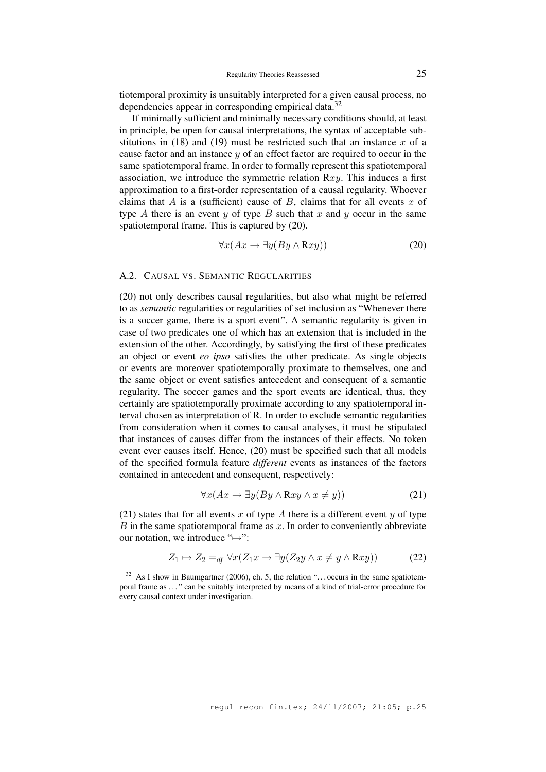tiotemporal proximity is unsuitably interpreted for a given causal process, no dependencies appear in corresponding empirical data.[32]

If minimally sufficient and minimally necessary conditions should, at least in principle, be open for causal interpretations, the syntax of acceptable substitutions in (18) and (19) must be restricted such that an instance $x$ of a cause factor and an instance $y$ of an effect factor are required to occur in the same spatiotemporal frame. In order to formally represent this spatiotemporal association, we introduce the symmetric relation $\mathrm{R}xy$. This induces a first approximation to a first-order representation of a causal regularity. Whoever claims that $A$ is a (sufficient) cause of $B$, claims that for all events $x$ of type $A$ there is an event $y$ of type $B$ such that $x$ and $y$ occur in the same spatiotemporal frame. This is captured by (20).

$$\forall x(Ax \rightarrow \exists y(By \wedge \mathrm{R}xy)) \tag{20}$$

## A.2. CAUSAL VS. SEMANTIC REGULARITIES

(20) not only describes causal regularities, but also what might be referred to as *semantic* regularities or regularities of set inclusion as "Whenever there is a soccer game, there is a sport event". A semantic regularity is given in case of two predicates one of which has an extension that is included in the extension of the other. Accordingly, by satisfying the first of these predicates an object or event *eo ipso* satisfies the other predicate. As single objects or events are moreover spatiotemporally proximate to themselves, one and the same object or event satisfies antecedent and consequent of a semantic regularity. The soccer games and the sport events are identical, thus, they certainly are spatiotemporally proximate according to any spatiotemporal interval chosen as interpretation of R. In order to exclude semantic regularities from consideration when it comes to causal analyses, it must be stipulated that instances of causes differ from the instances of their effects. No token event ever causes itself. Hence, (20) must be specified such that all models of the specified formula feature *different* events as instances of the factors contained in antecedent and consequent, respectively:

$$\forall x(Ax \rightarrow \exists y(By \wedge \mathrm{R}xy \wedge x \neq y)) \tag{21}$$

(21) states that for all events $x$ of type $A$ there is a different event $y$ of type $B$ in the same spatiotemporal frame as $x$. In order to conveniently abbreviate our notation, we introduce "$\mapsto$":

$$Z_1 \mapsto Z_2 =_{df} \forall x(Z_1 x \rightarrow \exists y(Z_2 y \wedge x \neq y \wedge \mathrm{R}xy)) \tag{22}$$

[32] As I show in Baumgartner (2006), ch. 5, the relation "... occurs in the same spatiotemporal frame as ..." can be suitably interpreted by means of a kind of trial-error procedure for every causal context under investigation.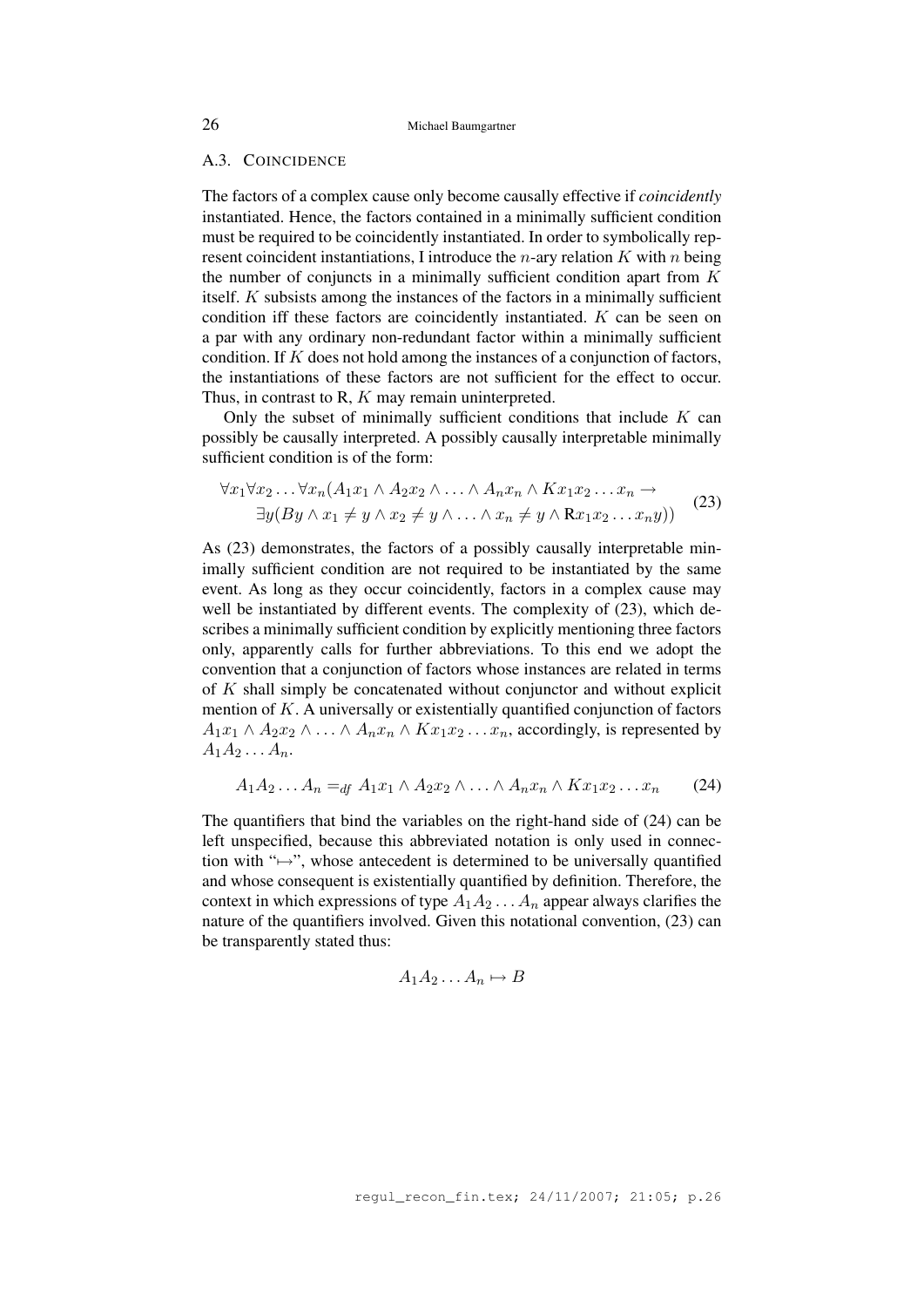### A.3. COINCIDENCE

The factors of a complex cause only become causally effective if *coincidently* instantiated. Hence, the factors contained in a minimally sufficient condition must be required to be coincidently instantiated. In order to symbolically represent coincident instantiations, I introduce the $n$-ary relation $K$ with $n$ being the number of conjuncts in a minimally sufficient condition apart from $K$ itself. $K$ subsists among the instances of the factors in a minimally sufficient condition iff these factors are coincidently instantiated. $K$ can be seen on a par with any ordinary non-redundant factor within a minimally sufficient condition. If $K$ does not hold among the instances of a conjunction of factors, the instantiations of these factors are not sufficient for the effect to occur. Thus, in contrast to R, $K$ may remain uninterpreted.

Only the subset of minimally sufficient conditions that include $K$ can possibly be causally interpreted. A possibly causally interpretable minimally sufficient condition is of the form:

$$\begin{aligned} &\forall x_1 \forall x_2 \ldots \forall x_n (A_1 x_1 \wedge A_2 x_2 \wedge \ldots \wedge A_n x_n \wedge K x_1 x_2 \ldots x_n \rightarrow \\ &\qquad \exists y (By \wedge x_1 \neq y \wedge x_2 \neq y \wedge \ldots \wedge x_n \neq y \wedge \mathrm{R} x_1 x_2 \ldots x_n y)) \end{aligned} \tag{23}$$

As (23) demonstrates, the factors of a possibly causally interpretable minimally sufficient condition are not required to be instantiated by the same event. As long as they occur coincidently, factors in a complex cause may well be instantiated by different events. The complexity of (23), which describes a minimally sufficient condition by explicitly mentioning three factors only, apparently calls for further abbreviations. To this end we adopt the convention that a conjunction of factors whose instances are related in terms of $K$ shall simply be concatenated without conjunctor and without explicit mention of $K$. A universally or existentially quantified conjunction of factors $A_1 x_1 \wedge A_2 x_2 \wedge \ldots \wedge A_n x_n \wedge K x_1 x_2 \ldots x_n$, accordingly, is represented by $A_1 A_2 \ldots A_n$.

$$A_1 A_2 \ldots A_n =_{df} A_1 x_1 \wedge A_2 x_2 \wedge \ldots \wedge A_n x_n \wedge K x_1 x_2 \ldots x_n \tag{24}$$

The quantifiers that bind the variables on the right-hand side of (24) can be left unspecified, because this abbreviated notation is only used in connection with "$\mapsto$", whose antecedent is determined to be universally quantified and whose consequent is existentially quantified by definition. Therefore, the context in which expressions of type $A_1 A_2 \ldots A_n$ appear always clarifies the nature of the quantifiers involved. Given this notational convention, (23) can be transparently stated thus:

$$A_1 A_2 \ldots A_n \mapsto B$$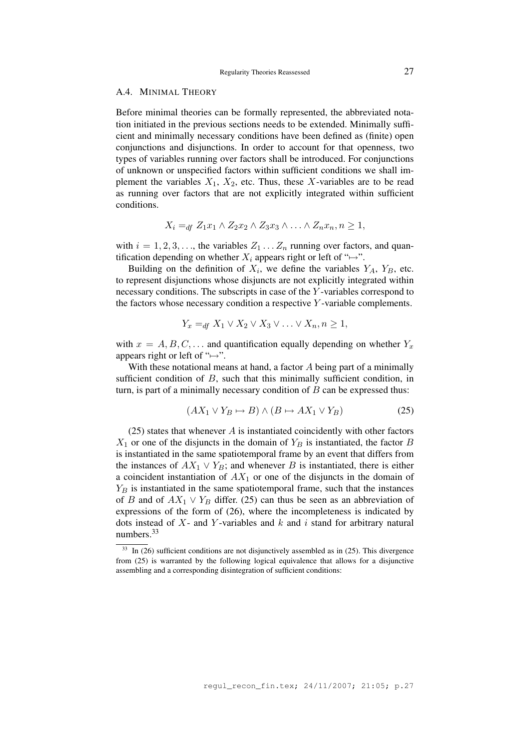### A.4. Minimal Theory

Before minimal theories can be formally represented, the abbreviated notation initiated in the previous sections needs to be extended. Minimally sufficient and minimally necessary conditions have been defined as (finite) open conjunctions and disjunctions. In order to account for that openness, two types of variables running over factors shall be introduced. For conjunctions of unknown or unspecified factors within sufficient conditions we shall implement the variables $X_1$, $X_2$, etc. Thus, these $X$-variables are to be read as running over factors that are not explicitly integrated within sufficient conditions.

$$X_i =_{df} Z_1x_1 \wedge Z_2x_2 \wedge Z_3x_3 \wedge \ldots \wedge Z_nx_n, n \geq 1,$$

with $i = 1, 2, 3, \ldots$, the variables $Z_1 \ldots Z_n$ running over factors, and quantification depending on whether $X_i$ appears right or left of "$\mapsto$".

Building on the definition of $X_i$, we define the variables $Y_A$, $Y_B$, etc. to represent disjunctions whose disjuncts are not explicitly integrated within necessary conditions. The subscripts in case of the $Y$-variables correspond to the factors whose necessary condition a respective $Y$-variable complements.

$$Y_x =_{df} X_1 \vee X_2 \vee X_3 \vee \ldots \vee X_n, n \geq 1,$$

with $x = A, B, C, \ldots$ and quantification equally depending on whether $Y_x$ appears right or left of "$\mapsto$".

With these notational means at hand, a factor $A$ being part of a minimally sufficient condition of $B$, such that this minimally sufficient condition, in turn, is part of a minimally necessary condition of $B$ can be expressed thus:

$$(AX_1 \vee Y_B \mapsto B) \wedge (B \mapsto AX_1 \vee Y_B) \tag{25}$$

(25) states that whenever $A$ is instantiated coincidently with other factors $X_1$ or one of the disjuncts in the domain of $Y_B$ is instantiated, the factor $B$ is instantiated in the same spatiotemporal frame by an event that differs from the instances of $AX_1 \vee Y_B$; and whenever $B$ is instantiated, there is either a coincident instantiation of $AX_1$ or one of the disjuncts in the domain of $Y_B$ is instantiated in the same spatiotemporal frame, such that the instances of $B$ and of $AX_1 \vee Y_B$ differ. (25) can thus be seen as an abbreviation of expressions of the form of (26), where the incompleteness is indicated by dots instead of $X$- and $Y$-variables and $k$ and $i$ stand for arbitrary natural numbers.[33]

[33] In (26) sufficient conditions are not disjunctively assembled as in (25). This divergence from (25) is warranted by the following logical equivalence that allows for a disjunctive assembling and a corresponding disintegration of sufficient conditions: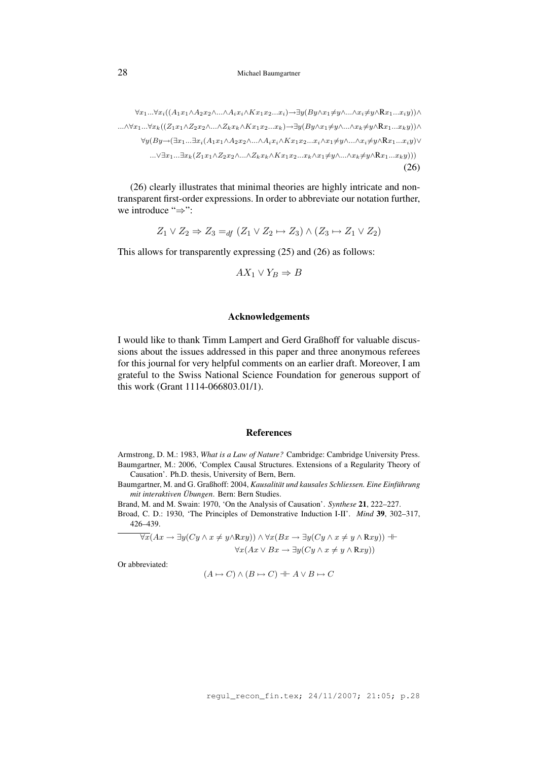$$
\begin{array}{c}
\forall x_1...\forall x_i((A_1x_1\wedge A_2x_2\wedge...\wedge A_ix_i\wedge Kx_1x_2...x_i)\rightarrow\exists y(By\wedge x_1\neq y\wedge...\wedge x_i\neq y\wedge \mathrm{R}x_1...x_iy))\wedge\\
...\wedge\forall x_1...\forall x_k((Z_1x_1\wedge Z_2x_2\wedge...\wedge Z_kx_k\wedge Kx_1x_2...x_k)\rightarrow\exists y(By\wedge x_1\neq y\wedge...\wedge x_k\neq y\wedge \mathrm{R}x_1...x_ky))\wedge\\
\forall y(By\rightarrow(\exists x_1...\exists x_i(A_1x_1\wedge A_2x_2\wedge...\wedge A_ix_i\wedge Kx_1x_2...x_i\wedge x_1\neq y\wedge...\wedge x_i\neq y\wedge \mathrm{R}x_1...x_iy)\vee\\
...\vee\exists x_1...\exists x_k(Z_1x_1\wedge Z_2x_2\wedge...\wedge Z_kx_k\wedge Kx_1x_2...x_k\wedge x_1\neq y\wedge...\wedge x_k\neq y\wedge \mathrm{R}x_1...x_ky)))
\end{array}
\tag{26}
$$

(26) clearly illustrates that minimal theories are highly intricate and non-transparent first-order expressions. In order to abbreviate our notation further, we introduce "$\Rightarrow$":

$$Z_1 \vee Z_2 \Rightarrow Z_3 =_{df} (Z_1 \vee Z_2 \mapsto Z_3) \wedge (Z_3 \mapsto Z_1 \vee Z_2)$$

This allows for transparently expressing (25) and (26) as follows:

$$AX_1 \vee Y_B \Rightarrow B$$

## Acknowledgements

I would like to thank Timm Lampert and Gerd Graßhoff for valuable discussions about the issues addressed in this paper and three anonymous referees for this journal for very helpful comments on an earlier draft. Moreover, I am grateful to the Swiss National Science Foundation for generous support of this work (Grant 1114-066803.01/1).

## References

Armstrong, D. M.: 1983, *What is a Law of Nature?* Cambridge: Cambridge University Press.

Baumgartner, M.: 2006, 'Complex Causal Structures. Extensions of a Regularity Theory of Causation'. Ph.D. thesis, University of Bern, Bern.

Baumgartner, M. and G. Graßhoff: 2004, *Kausalität und kausales Schliessen. Eine Einführung mit interaktiven Übungen*. Bern: Bern Studies.

Brand, M. and M. Swain: 1970, 'On the Analysis of Causation'. *Synthese* **21**, 222–227.

Broad, C. D.: 1930, 'The Principles of Demonstrative Induction I-II'. *Mind* **39**, 302–317, 426–439.

---

$$\forall x(Ax \rightarrow \exists y(Cy \wedge x \neq y \wedge \mathrm{R}xy)) \wedge \forall x(Bx \rightarrow \exists y(Cy \wedge x \neq y \wedge \mathrm{R}xy)) \dashv\vdash \forall x(Ax \vee Bx \rightarrow \exists y(Cy \wedge x \neq y \wedge \mathrm{R}xy))$$

Or abbreviated:

$$(A \mapsto C) \wedge (B \mapsto C) \dashv\vdash A \vee B \mapsto C$$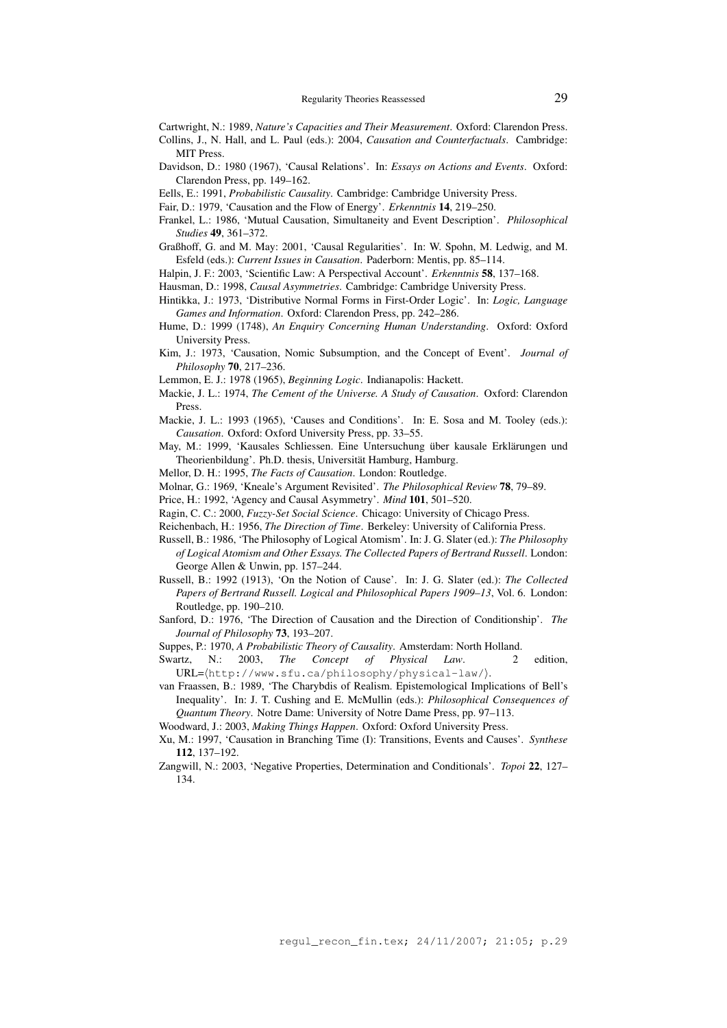Cartwright, N.: 1989, *Nature's Capacities and Their Measurement*. Oxford: Clarendon Press.

Collins, J., N. Hall, and L. Paul (eds.): 2004, *Causation and Counterfactuals*. Cambridge: MIT Press.

Davidson, D.: 1980 (1967), 'Causal Relations'. In: *Essays on Actions and Events*. Oxford: Clarendon Press, pp. 149–162.

Eells, E.: 1991, *Probabilistic Causality*. Cambridge: Cambridge University Press.

Fair, D.: 1979, 'Causation and the Flow of Energy'. *Erkenntnis* **14**, 219–250.

Frankel, L.: 1986, 'Mutual Causation, Simultaneity and Event Description'. *Philosophical Studies* **49**, 361–372.

Graßhoff, G. and M. May: 2001, 'Causal Regularities'. In: W. Spohn, M. Ledwig, and M. Esfeld (eds.): *Current Issues in Causation*. Paderborn: Mentis, pp. 85–114.

Halpin, J. F.: 2003, 'Scientific Law: A Perspectival Account'. *Erkenntnis* **58**, 137–168.

Hausman, D.: 1998, *Causal Asymmetries*. Cambridge: Cambridge University Press.

Hintikka, J.: 1973, 'Distributive Normal Forms in First-Order Logic'. In: *Logic, Language Games and Information*. Oxford: Clarendon Press, pp. 242–286.

Hume, D.: 1999 (1748), *An Enquiry Concerning Human Understanding*. Oxford: Oxford University Press.

Kim, J.: 1973, 'Causation, Nomic Subsumption, and the Concept of Event'. *Journal of Philosophy* **70**, 217–236.

Lemmon, E. J.: 1978 (1965), *Beginning Logic*. Indianapolis: Hackett.

Mackie, J. L.: 1974, *The Cement of the Universe. A Study of Causation*. Oxford: Clarendon Press.

Mackie, J. L.: 1993 (1965), 'Causes and Conditions'. In: E. Sosa and M. Tooley (eds.): *Causation*. Oxford: Oxford University Press, pp. 33–55.

May, M.: 1999, 'Kausales Schliessen. Eine Untersuchung über kausale Erklärungen und Theorienbildung'. Ph.D. thesis, Universität Hamburg, Hamburg.

Mellor, D. H.: 1995, *The Facts of Causation*. London: Routledge.

Molnar, G.: 1969, 'Kneale's Argument Revisited'. *The Philosophical Review* **78**, 79–89.

Price, H.: 1992, 'Agency and Causal Asymmetry'. *Mind* **101**, 501–520.

Ragin, C. C.: 2000, *Fuzzy-Set Social Science*. Chicago: University of Chicago Press.

Reichenbach, H.: 1956, *The Direction of Time*. Berkeley: University of California Press.

Russell, B.: 1986, 'The Philosophy of Logical Atomism'. In: J. G. Slater (ed.): *The Philosophy of Logical Atomism and Other Essays. The Collected Papers of Bertrand Russell*. London: George Allen & Unwin, pp. 157–244.

Russell, B.: 1992 (1913), 'On the Notion of Cause'. In: J. G. Slater (ed.): *The Collected Papers of Bertrand Russell. Logical and Philosophical Papers 1909–13*, Vol. 6. London: Routledge, pp. 190–210.

Sanford, D.: 1976, 'The Direction of Causation and the Direction of Conditionship'. *The Journal of Philosophy* **73**, 193–207.

Suppes, P.: 1970, *A Probabilistic Theory of Causality*. Amsterdam: North Holland.

Swartz, N.: 2003, *The Concept of Physical Law*. 2 edition, URL=⟨http://www.sfu.ca/philosophy/physical-law/⟩.

van Fraassen, B.: 1989, 'The Charybdis of Realism. Epistemological Implications of Bell's Inequality'. In: J. T. Cushing and E. McMullin (eds.): *Philosophical Consequences of Quantum Theory*. Notre Dame: University of Notre Dame Press, pp. 97–113.

Woodward, J.: 2003, *Making Things Happen*. Oxford: Oxford University Press.

Xu, M.: 1997, 'Causation in Branching Time (I): Transitions, Events and Causes'. *Synthese* **112**, 137–192.

Zangwill, N.: 2003, 'Negative Properties, Determination and Conditionals'. *Topoi* **22**, 127–134.